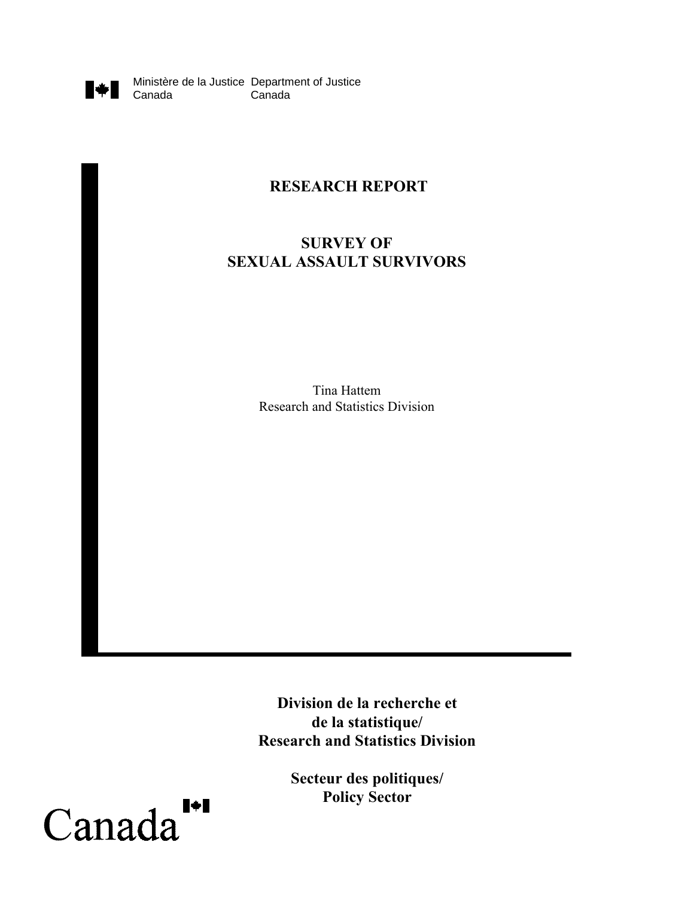Ministère de la Justice Canada | Department of Justice Canada

# RESEARCH REPORT

# SURVEY OF SEXUAL ASSAULT SURVIVORS

Tina Hattem
Research and Statistics Division

**Division de la recherche et de la statistique/ Research and Statistics Division**

**Secteur des politiques/ Policy Sector**

Canada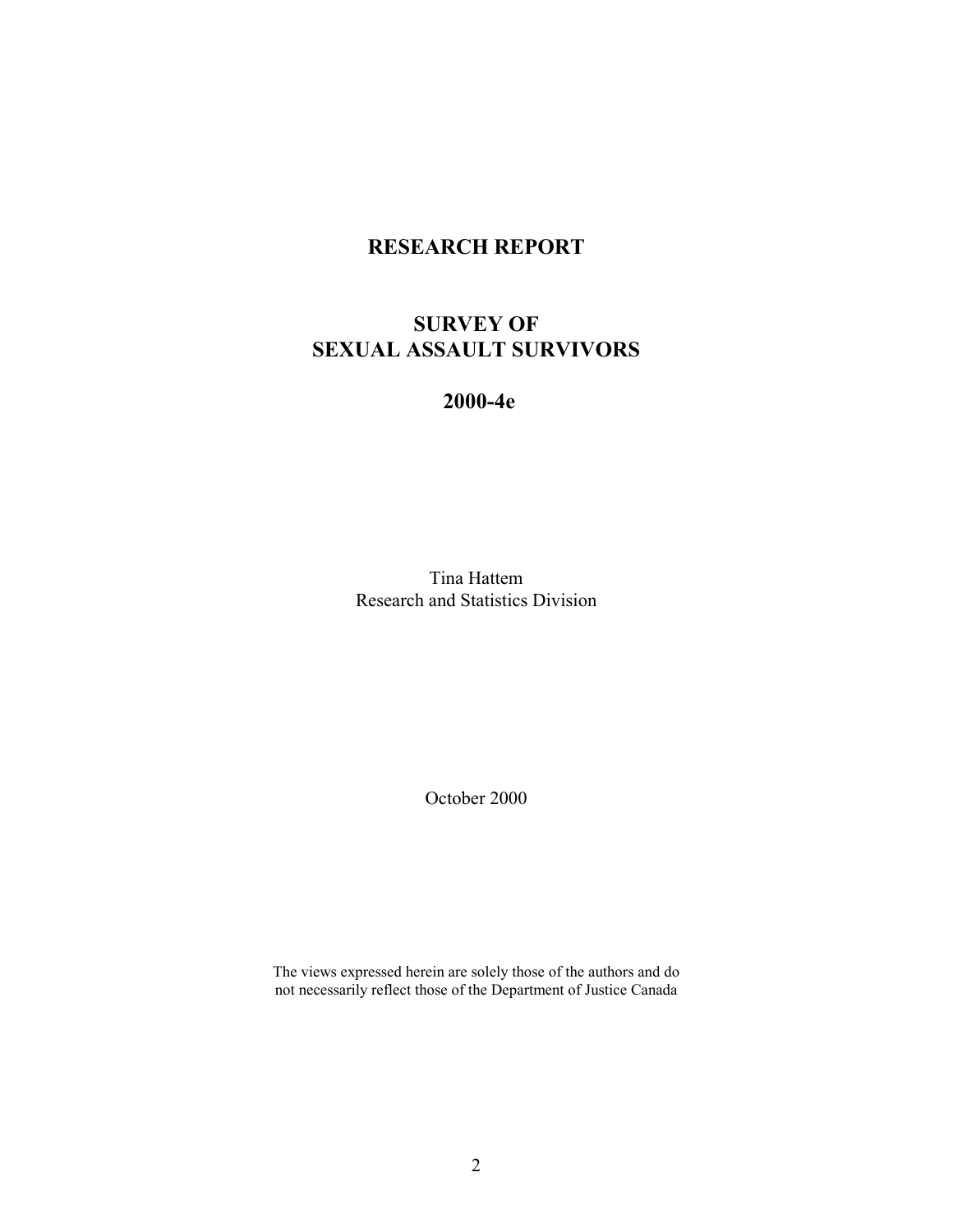# RESEARCH REPORT

# SURVEY OF SEXUAL ASSAULT SURVIVORS

# 2000-4e

Tina Hattem
Research and Statistics Division

October 2000

The views expressed herein are solely those of the authors and do not necessarily reflect those of the Department of Justice Canada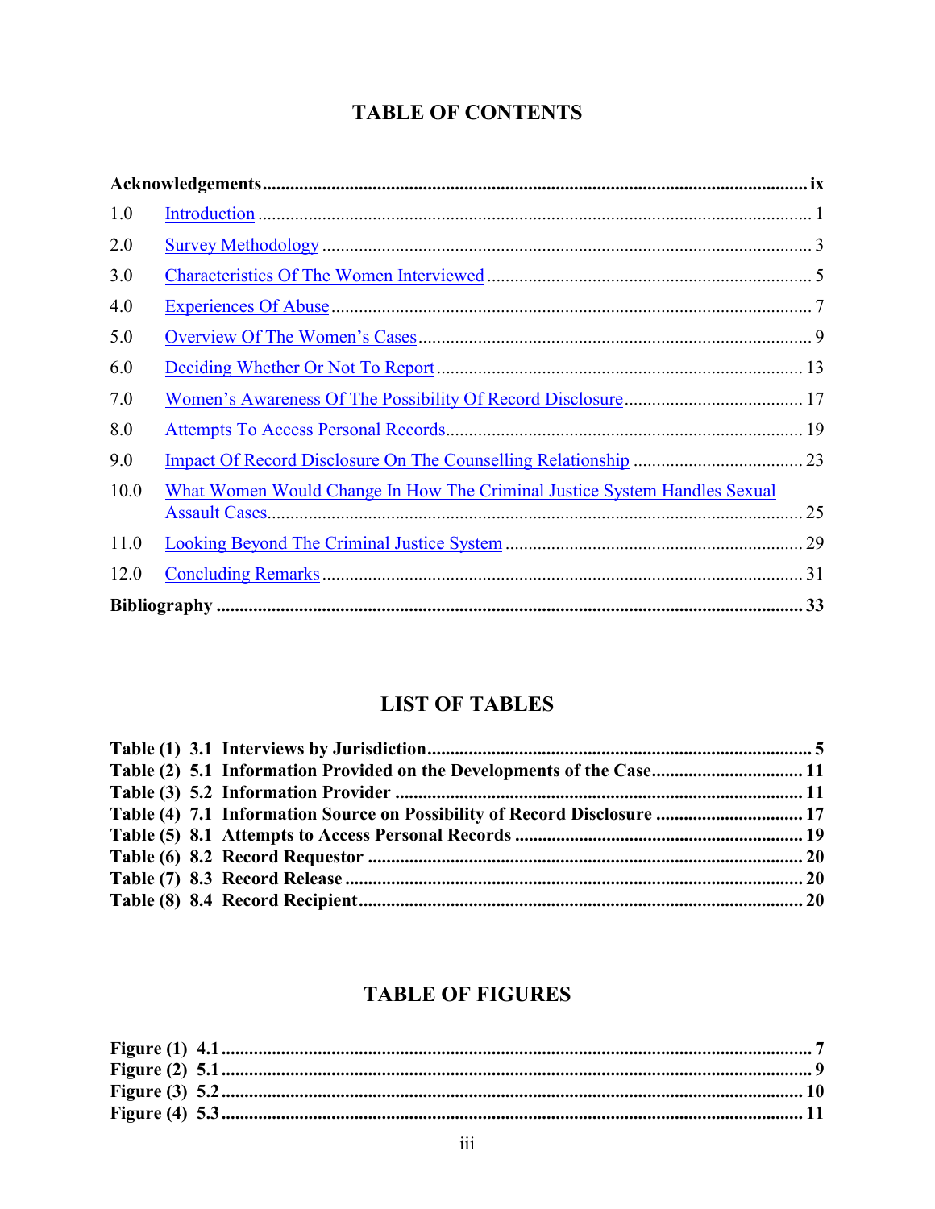# TABLE OF CONTENTS

**Acknowledgements** ........................................................................................................ **ix**

1.0 Introduction ........................................................................................................ 1

2.0 Survey Methodology ........................................................................................... 3

3.0 Characteristics Of The Women Interviewed ....................................................... 5

4.0 Experiences Of Abuse ......................................................................................... 7

5.0 Overview Of The Women's Cases ...................................................................... 9

6.0 Deciding Whether Or Not To Report ................................................................. 13

7.0 Women's Awareness Of The Possibility Of Record Disclosure ........................ 17

8.0 Attempts To Access Personal Records .............................................................. 19

9.0 Impact Of Record Disclosure On The Counselling Relationship ..................... 23

10.0 What Women Would Change In How The Criminal Justice System Handles Sexual Assault Cases .................................................................................................. 25

11.0 Looking Beyond The Criminal Justice System ................................................. 29

12.0 Concluding Remarks ........................................................................................ 31

**Bibliography** ................................................................................................................ **33**

# LIST OF TABLES

**Table (1) 3.1 Interviews by Jurisdiction** .................................................................... **5**
**Table (2) 5.1 Information Provided on the Developments of the Case** ..................... **11**
**Table (3) 5.2 Information Provider** ........................................................................... **11**
**Table (4) 7.1 Information Source on Possibility of Record Disclosure** ..................... **17**
**Table (5) 8.1 Attempts to Access Personal Records** ................................................. **19**
**Table (6) 8.2 Record Requestor** ................................................................................ **20**
**Table (7) 8.3 Record Release** .................................................................................... **20**
**Table (8) 8.4 Record Recipient** .................................................................................. **20**

# TABLE OF FIGURES

**Figure (1) 4.1** .............................................................................................................. **7**
**Figure (2) 5.1** .............................................................................................................. **9**
**Figure (3) 5.2** .............................................................................................................. **10**
**Figure (4) 5.3** .............................................................................................................. **11**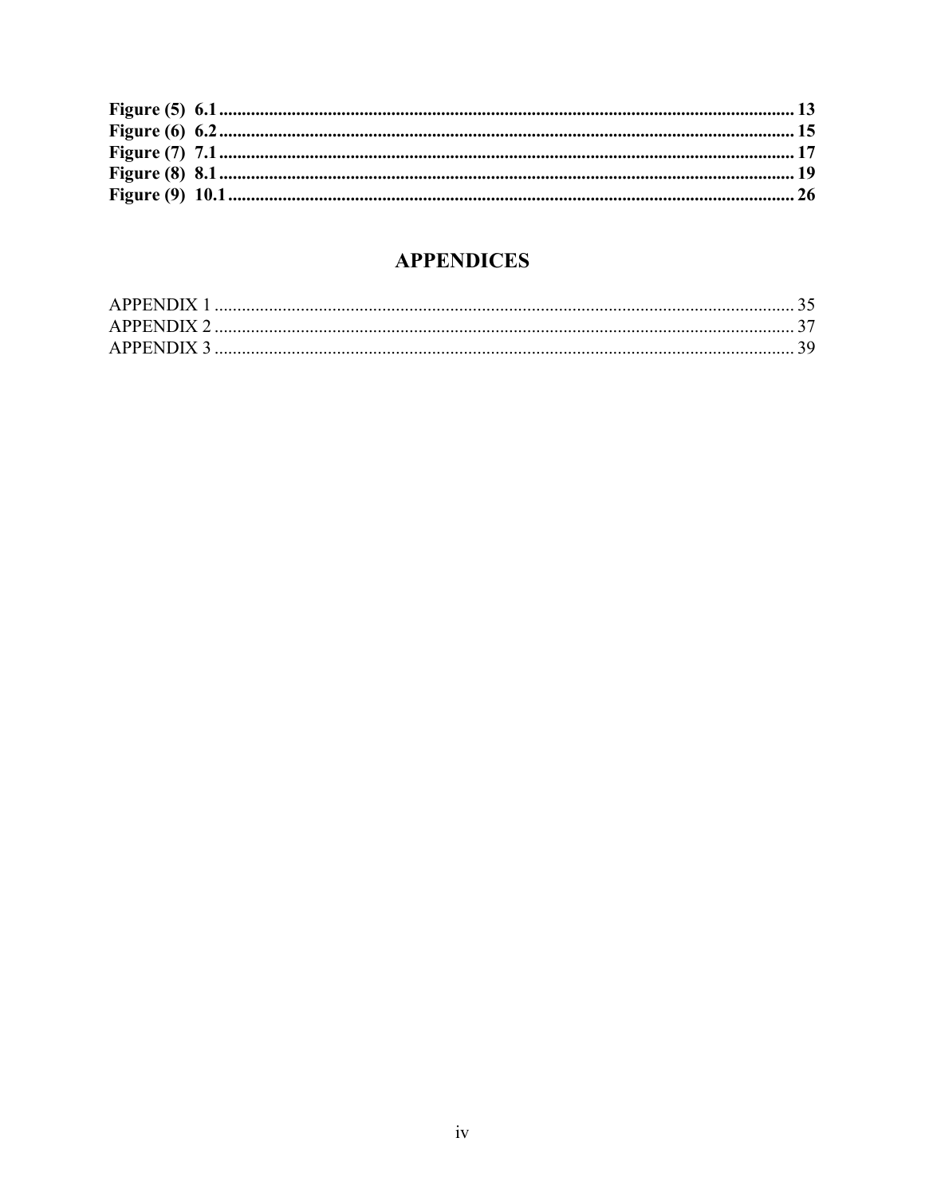**Figure (5) 6.1** .......................................................................................................................... **13**
**Figure (6) 6.2** .......................................................................................................................... **15**
**Figure (7) 7.1** .......................................................................................................................... **17**
**Figure (8) 8.1** .......................................................................................................................... **19**
**Figure (9) 10.1** ........................................................................................................................ **26**

## APPENDICES

APPENDIX 1 ........................................................................................................................... 35
APPENDIX 2 ........................................................................................................................... 37
APPENDIX 3 ........................................................................................................................... 39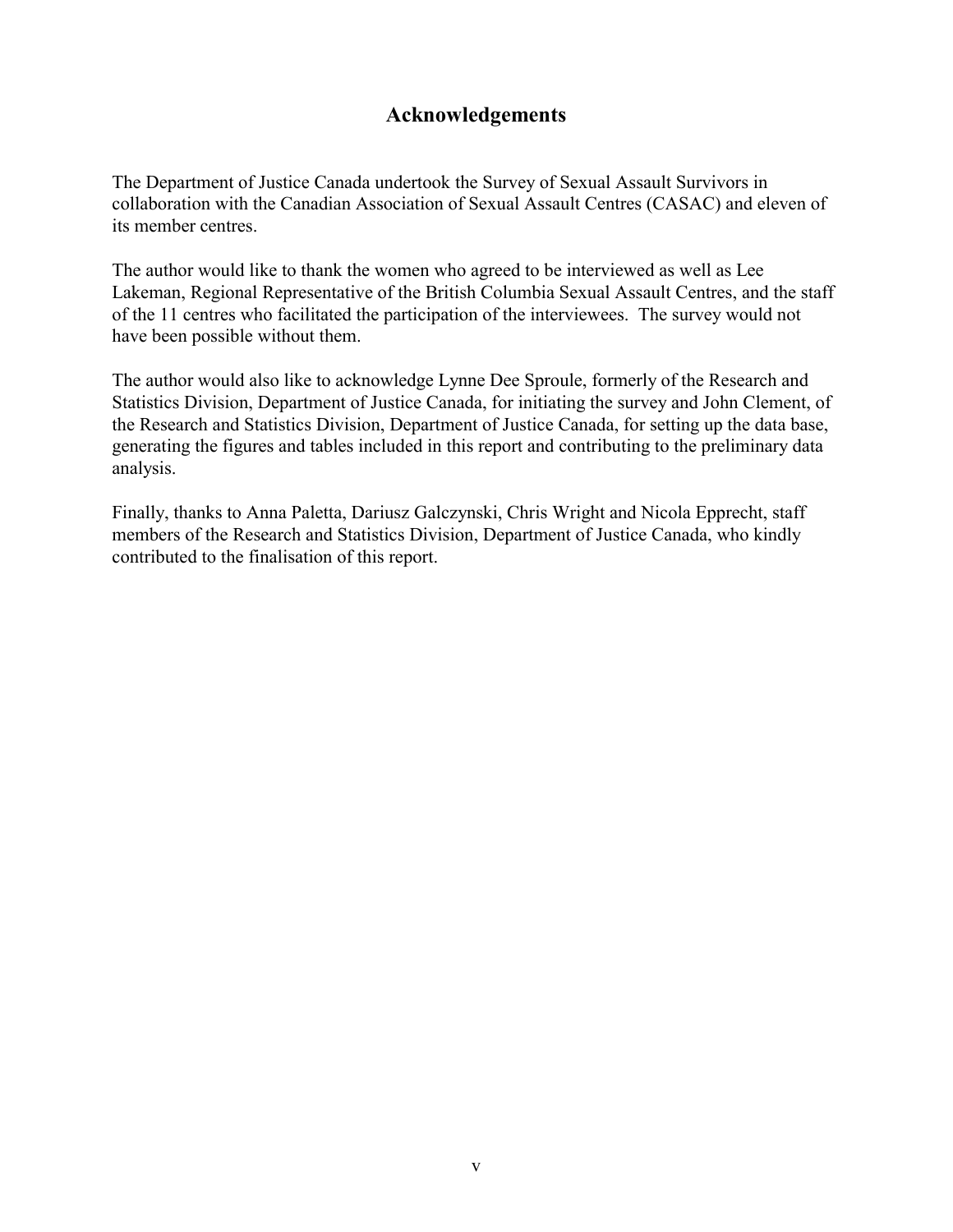# Acknowledgements

The Department of Justice Canada undertook the Survey of Sexual Assault Survivors in collaboration with the Canadian Association of Sexual Assault Centres (CASAC) and eleven of its member centres.

The author would like to thank the women who agreed to be interviewed as well as Lee Lakeman, Regional Representative of the British Columbia Sexual Assault Centres, and the staff of the 11 centres who facilitated the participation of the interviewees. The survey would not have been possible without them.

The author would also like to acknowledge Lynne Dee Sproule, formerly of the Research and Statistics Division, Department of Justice Canada, for initiating the survey and John Clement, of the Research and Statistics Division, Department of Justice Canada, for setting up the data base, generating the figures and tables included in this report and contributing to the preliminary data analysis.

Finally, thanks to Anna Paletta, Dariusz Galczynski, Chris Wright and Nicola Epprecht, staff members of the Research and Statistics Division, Department of Justice Canada, who kindly contributed to the finalisation of this report.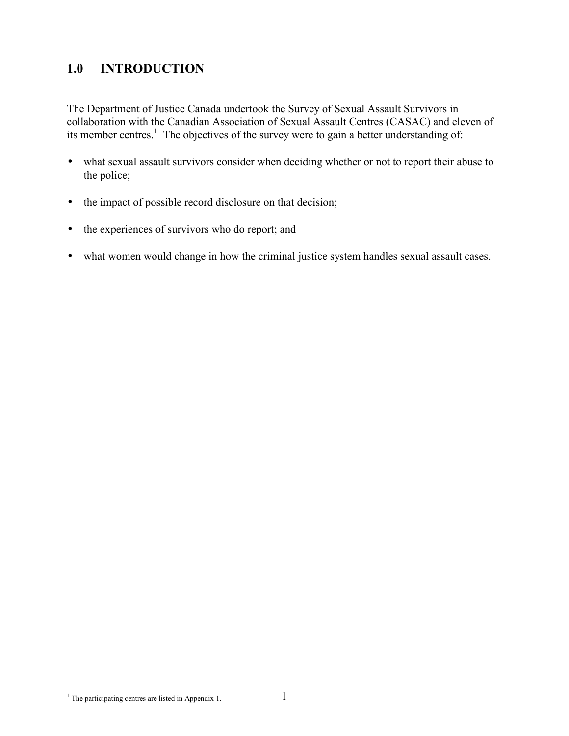# 1.0 INTRODUCTION

The Department of Justice Canada undertook the Survey of Sexual Assault Survivors in collaboration with the Canadian Association of Sexual Assault Centres (CASAC) and eleven of its member centres.[1] The objectives of the survey were to gain a better understanding of:

- what sexual assault survivors consider when deciding whether or not to report their abuse to the police;
- the impact of possible record disclosure on that decision;
- the experiences of survivors who do report; and
- what women would change in how the criminal justice system handles sexual assault cases.

[1] The participating centres are listed in Appendix 1.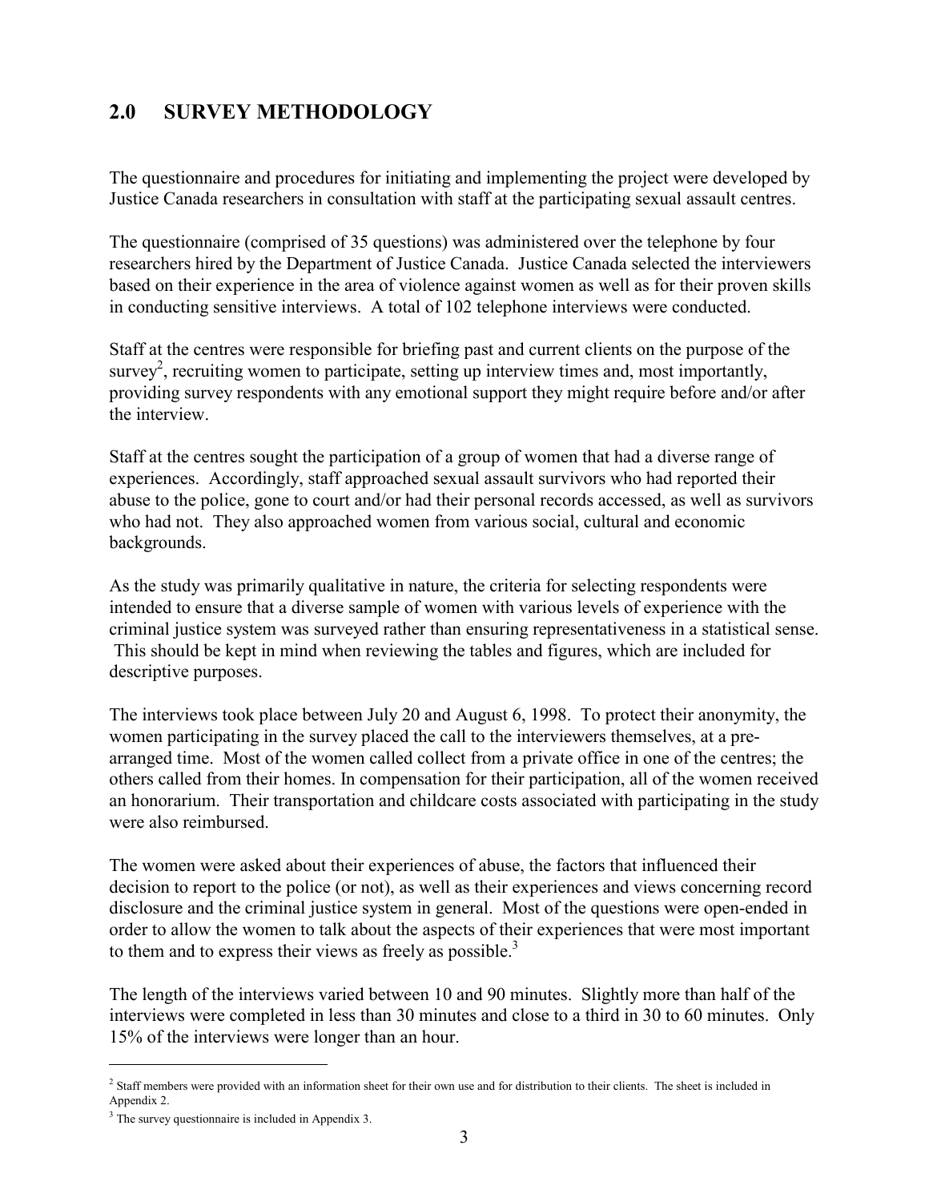## 2.0 SURVEY METHODOLOGY

The questionnaire and procedures for initiating and implementing the project were developed by Justice Canada researchers in consultation with staff at the participating sexual assault centres.

The questionnaire (comprised of 35 questions) was administered over the telephone by four researchers hired by the Department of Justice Canada. Justice Canada selected the interviewers based on their experience in the area of violence against women as well as for their proven skills in conducting sensitive interviews. A total of 102 telephone interviews were conducted.

Staff at the centres were responsible for briefing past and current clients on the purpose of the survey[2], recruiting women to participate, setting up interview times and, most importantly, providing survey respondents with any emotional support they might require before and/or after the interview.

Staff at the centres sought the participation of a group of women that had a diverse range of experiences. Accordingly, staff approached sexual assault survivors who had reported their abuse to the police, gone to court and/or had their personal records accessed, as well as survivors who had not. They also approached women from various social, cultural and economic backgrounds.

As the study was primarily qualitative in nature, the criteria for selecting respondents were intended to ensure that a diverse sample of women with various levels of experience with the criminal justice system was surveyed rather than ensuring representativeness in a statistical sense. This should be kept in mind when reviewing the tables and figures, which are included for descriptive purposes.

The interviews took place between July 20 and August 6, 1998. To protect their anonymity, the women participating in the survey placed the call to the interviewers themselves, at a pre-arranged time. Most of the women called collect from a private office in one of the centres; the others called from their homes. In compensation for their participation, all of the women received an honorarium. Their transportation and childcare costs associated with participating in the study were also reimbursed.

The women were asked about their experiences of abuse, the factors that influenced their decision to report to the police (or not), as well as their experiences and views concerning record disclosure and the criminal justice system in general. Most of the questions were open-ended in order to allow the women to talk about the aspects of their experiences that were most important to them and to express their views as freely as possible.[3]

The length of the interviews varied between 10 and 90 minutes. Slightly more than half of the interviews were completed in less than 30 minutes and close to a third in 30 to 60 minutes. Only 15% of the interviews were longer than an hour.

---

[2] Staff members were provided with an information sheet for their own use and for distribution to their clients. The sheet is included in Appendix 2.

[3] The survey questionnaire is included in Appendix 3.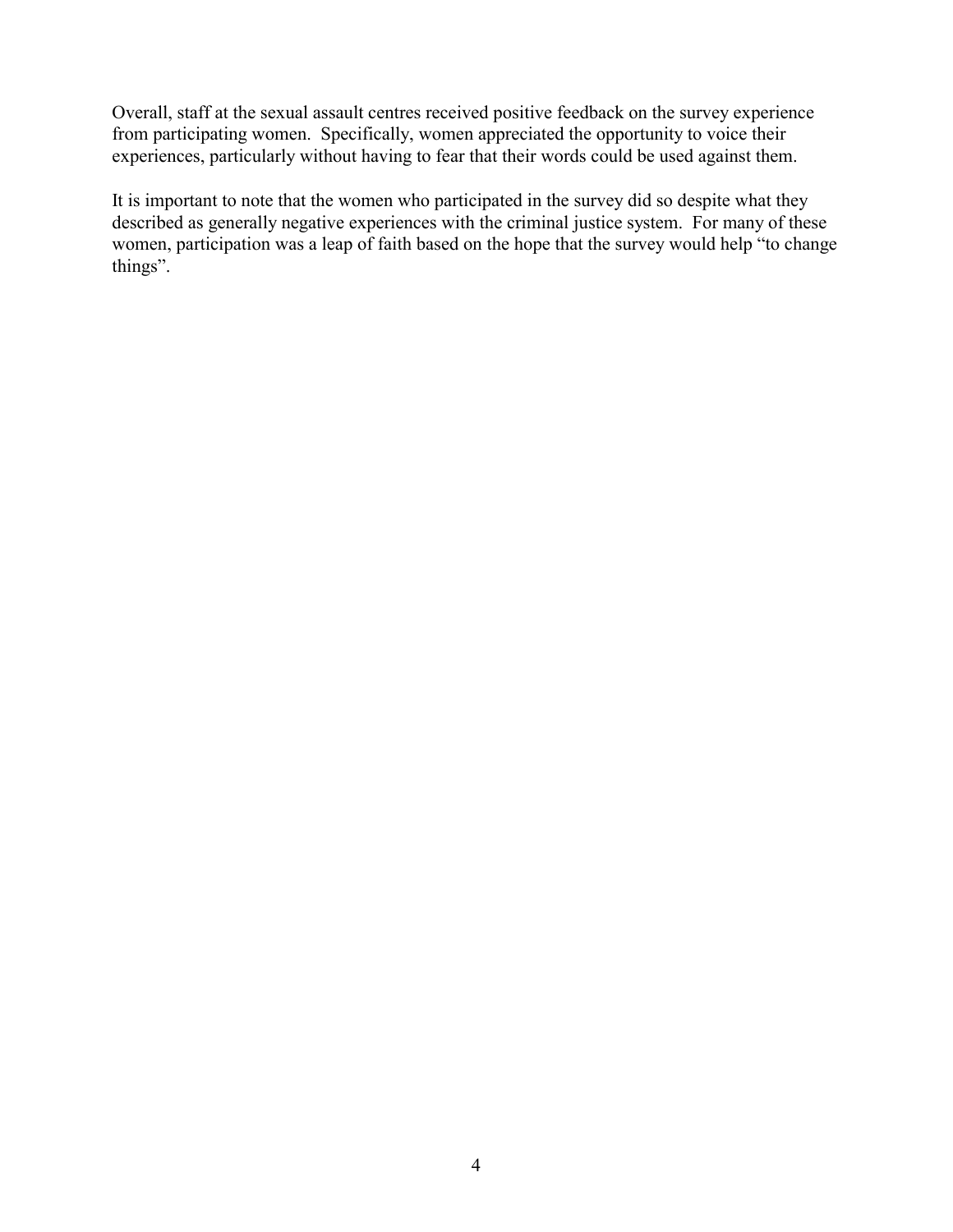Overall, staff at the sexual assault centres received positive feedback on the survey experience from participating women. Specifically, women appreciated the opportunity to voice their experiences, particularly without having to fear that their words could be used against them.

It is important to note that the women who participated in the survey did so despite what they described as generally negative experiences with the criminal justice system. For many of these women, participation was a leap of faith based on the hope that the survey would help "to change things".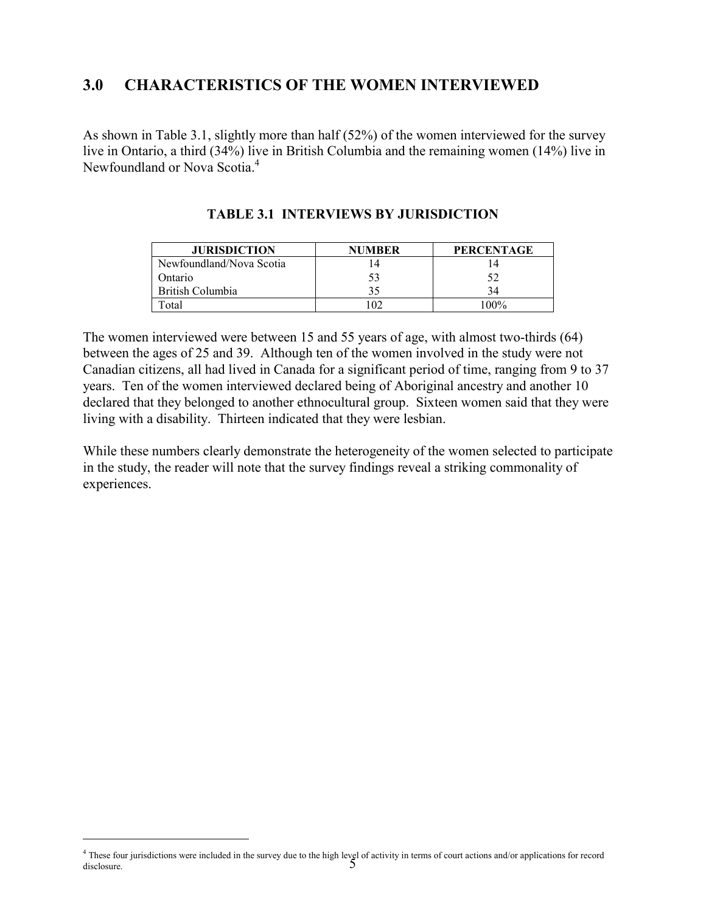## 3.0 CHARACTERISTICS OF THE WOMEN INTERVIEWED

As shown in Table 3.1, slightly more than half (52%) of the women interviewed for the survey live in Ontario, a third (34%) live in British Columbia and the remaining women (14%) live in Newfoundland or Nova Scotia.[4]

**TABLE 3.1 INTERVIEWS BY JURISDICTION**

| JURISDICTION | NUMBER | PERCENTAGE |
|---|---|---|
| Newfoundland/Nova Scotia | 14 | 14 |
| Ontario | 53 | 52 |
| British Columbia | 35 | 34 |
| Total | 102 | 100% |

The women interviewed were between 15 and 55 years of age, with almost two-thirds (64) between the ages of 25 and 39. Although ten of the women involved in the study were not Canadian citizens, all had lived in Canada for a significant period of time, ranging from 9 to 37 years. Ten of the women interviewed declared being of Aboriginal ancestry and another 10 declared that they belonged to another ethnocultural group. Sixteen women said that they were living with a disability. Thirteen indicated that they were lesbian.

While these numbers clearly demonstrate the heterogeneity of the women selected to participate in the study, the reader will note that the survey findings reveal a striking commonality of experiences.

[4] These four jurisdictions were included in the survey due to the high level of activity in terms of court actions and/or applications for record disclosure.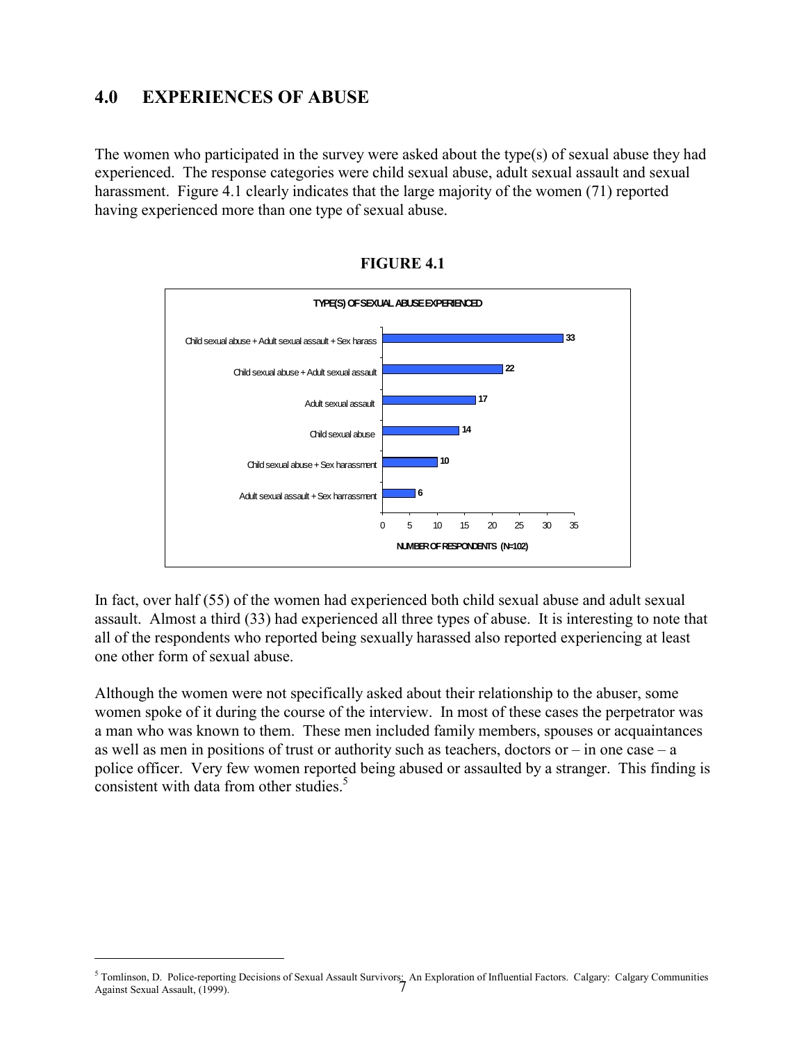## 4.0 EXPERIENCES OF ABUSE

The women who participated in the survey were asked about the type(s) of sexual abuse they had experienced. The response categories were child sexual abuse, adult sexual assault and sexual harassment. Figure 4.1 clearly indicates that the large majority of the women (71) reported having experienced more than one type of sexual abuse.

**FIGURE 4.1**

TYPE(S) OF SEXUAL ABUSE EXPERIENCED

| Type(s) of sexual abuse | Number of respondents (N=102) |
| --- | --- |
| Child sexual abuse + Adult sexual assault + Sex harass | 33 |
| Child sexual abuse + Adult sexual assault | 22 |
| Adult sexual assault | 17 |
| Child sexual abuse | 14 |
| Child sexual abuse + Sex harassment | 10 |
| Adult sexual assault + Sex harrassment | 6 |

In fact, over half (55) of the women had experienced both child sexual abuse and adult sexual assault. Almost a third (33) had experienced all three types of abuse. It is interesting to note that all of the respondents who reported being sexually harassed also reported experiencing at least one other form of sexual abuse.

Although the women were not specifically asked about their relationship to the abuser, some women spoke of it during the course of the interview. In most of these cases the perpetrator was a man who was known to them. These men included family members, spouses or acquaintances as well as men in positions of trust or authority such as teachers, doctors or – in one case – a police officer. Very few women reported being abused or assaulted by a stranger. This finding is consistent with data from other studies.[5]

[5] Tomlinson, D. Police-reporting Decisions of Sexual Assault Survivors: An Exploration of Influential Factors. Calgary: Calgary Communities Against Sexual Assault, (1999).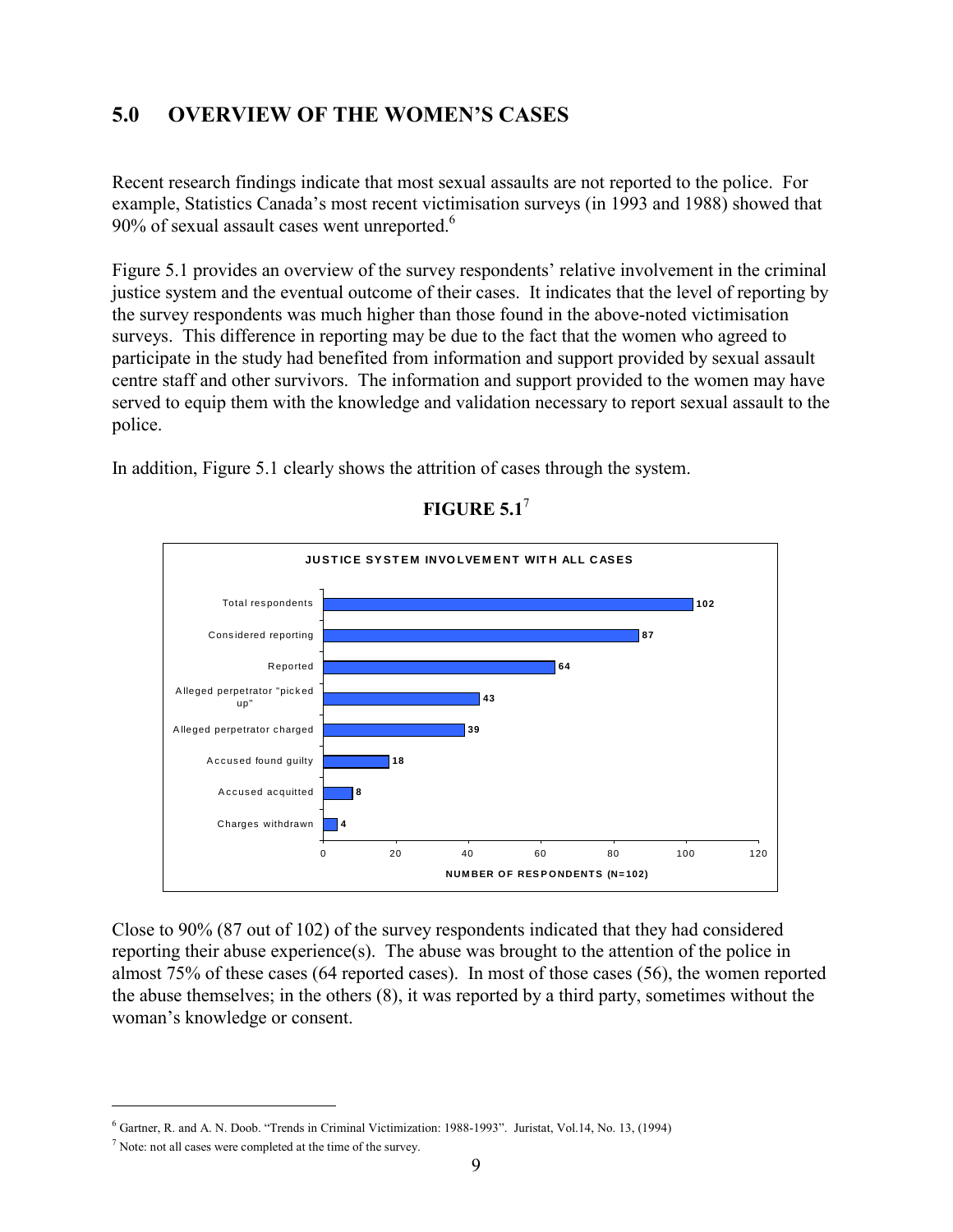## 5.0 OVERVIEW OF THE WOMEN'S CASES

Recent research findings indicate that most sexual assaults are not reported to the police. For example, Statistics Canada's most recent victimisation surveys (in 1993 and 1988) showed that 90% of sexual assault cases went unreported.[6]

Figure 5.1 provides an overview of the survey respondents' relative involvement in the criminal justice system and the eventual outcome of their cases. It indicates that the level of reporting by the survey respondents was much higher than those found in the above-noted victimisation surveys. This difference in reporting may be due to the fact that the women who agreed to participate in the study had benefited from information and support provided by sexual assault centre staff and other survivors. The information and support provided to the women may have served to equip them with the knowledge and validation necessary to report sexual assault to the police.

In addition, Figure 5.1 clearly shows the attrition of cases through the system.

**FIGURE 5.1**[7]

**JUSTICE SYSTEM INVOLVEMENT WITH ALL CASES**

| | NUMBER OF RESPONDENTS (N=102) |
|---|---|
| Total respondents | 102 |
| Considered reporting | 87 |
| Reported | 64 |
| Alleged perpetrator "picked up" | 43 |
| Alleged perpetrator charged | 39 |
| Accused found guilty | 18 |
| Accused acquitted | 8 |
| Charges withdrawn | 4 |

Close to 90% (87 out of 102) of the survey respondents indicated that they had considered reporting their abuse experience(s). The abuse was brought to the attention of the police in almost 75% of these cases (64 reported cases). In most of those cases (56), the women reported the abuse themselves; in the others (8), it was reported by a third party, sometimes without the woman's knowledge or consent.

---

[6] Gartner, R. and A. N. Doob. "Trends in Criminal Victimization: 1988-1993". Juristat, Vol.14, No. 13, (1994)

[7] Note: not all cases were completed at the time of the survey.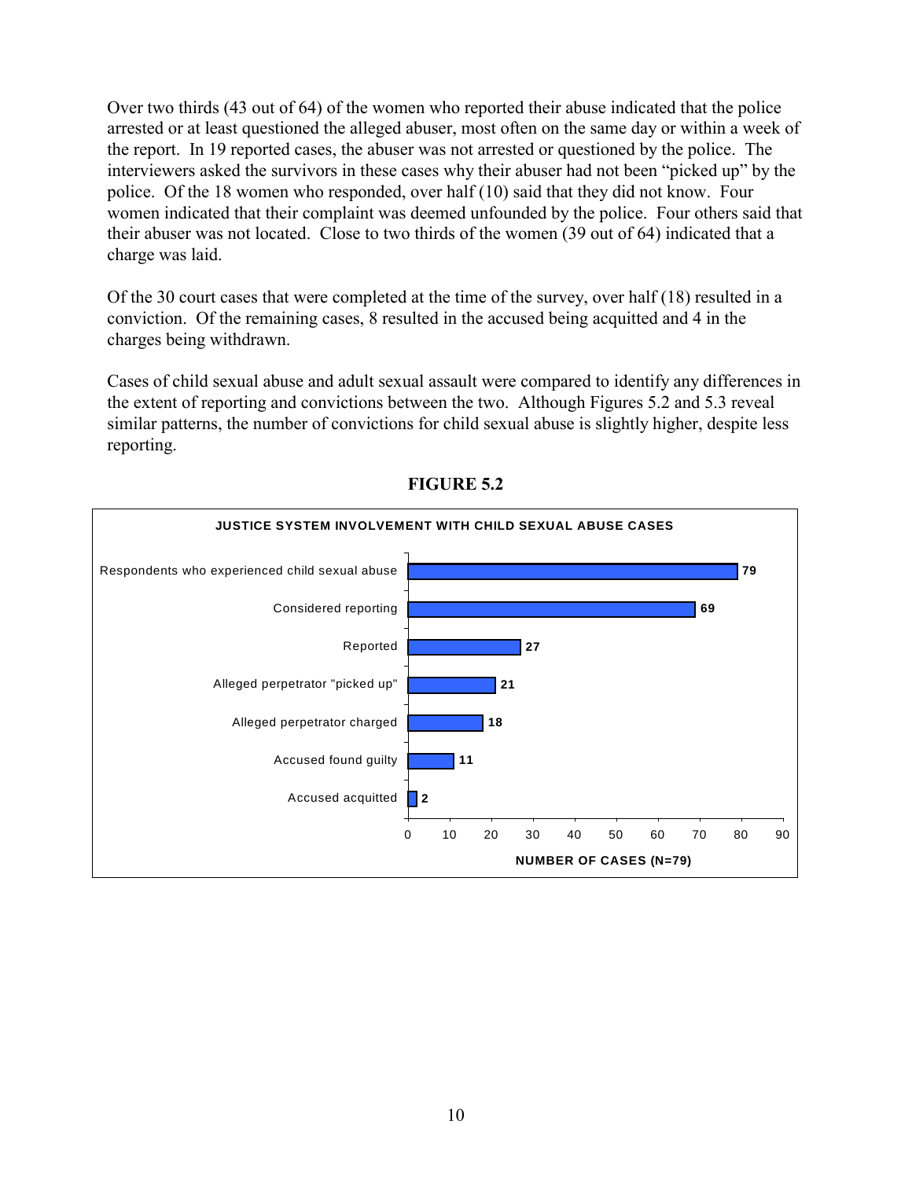Over two thirds (43 out of 64) of the women who reported their abuse indicated that the police arrested or at least questioned the alleged abuser, most often on the same day or within a week of the report. In 19 reported cases, the abuser was not arrested or questioned by the police. The interviewers asked the survivors in these cases why their abuser had not been "picked up" by the police. Of the 18 women who responded, over half (10) said that they did not know. Four women indicated that their complaint was deemed unfounded by the police. Four others said that their abuser was not located. Close to two thirds of the women (39 out of 64) indicated that a charge was laid.

Of the 30 court cases that were completed at the time of the survey, over half (18) resulted in a conviction. Of the remaining cases, 8 resulted in the accused being acquitted and 4 in the charges being withdrawn.

Cases of child sexual abuse and adult sexual assault were compared to identify any differences in the extent of reporting and convictions between the two. Although Figures 5.2 and 5.3 reveal similar patterns, the number of convictions for child sexual abuse is slightly higher, despite less reporting.

**FIGURE 5.2**

**JUSTICE SYSTEM INVOLVEMENT WITH CHILD SEXUAL ABUSE CASES**

| | NUMBER OF CASES (N=79) |
|---|---|
| Respondents who experienced child sexual abuse | 79 |
| Considered reporting | 69 |
| Reported | 27 |
| Alleged perpetrator "picked up" | 21 |
| Alleged perpetrator charged | 18 |
| Accused found guilty | 11 |
| Accused acquitted | 2 |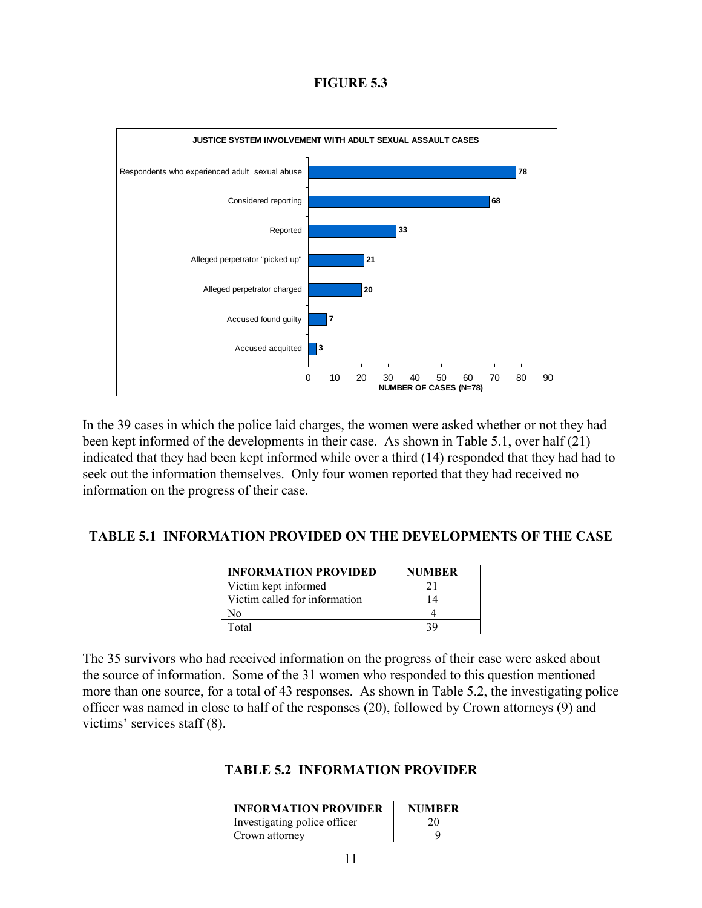**FIGURE 5.3**

**JUSTICE SYSTEM INVOLVEMENT WITH ADULT SEXUAL ASSAULT CASES**

| Category | Number of cases (N=78) |
|---|---|
| Respondents who experienced adult sexual abuse | 78 |
| Considered reporting | 68 |
| Reported | 33 |
| Alleged perpetrator "picked up" | 21 |
| Alleged perpetrator charged | 20 |
| Accused found guilty | 7 |
| Accused acquitted | 3 |

In the 39 cases in which the police laid charges, the women were asked whether or not they had been kept informed of the developments in their case. As shown in Table 5.1, over half (21) indicated that they had been kept informed while over a third (14) responded that they had had to seek out the information themselves. Only four women reported that they had received no information on the progress of their case.

## TABLE 5.1 INFORMATION PROVIDED ON THE DEVELOPMENTS OF THE CASE

| INFORMATION PROVIDED | NUMBER |
|---|---|
| Victim kept informed | 21 |
| Victim called for information | 14 |
| No | 4 |
| Total | 39 |

The 35 survivors who had received information on the progress of their case were asked about the source of information. Some of the 31 women who responded to this question mentioned more than one source, for a total of 43 responses. As shown in Table 5.2, the investigating police officer was named in close to half of the responses (20), followed by Crown attorneys (9) and victims' services staff (8).

## TABLE 5.2 INFORMATION PROVIDER

| INFORMATION PROVIDER | NUMBER |
|---|---|
| Investigating police officer | 20 |
| Crown attorney | 9 |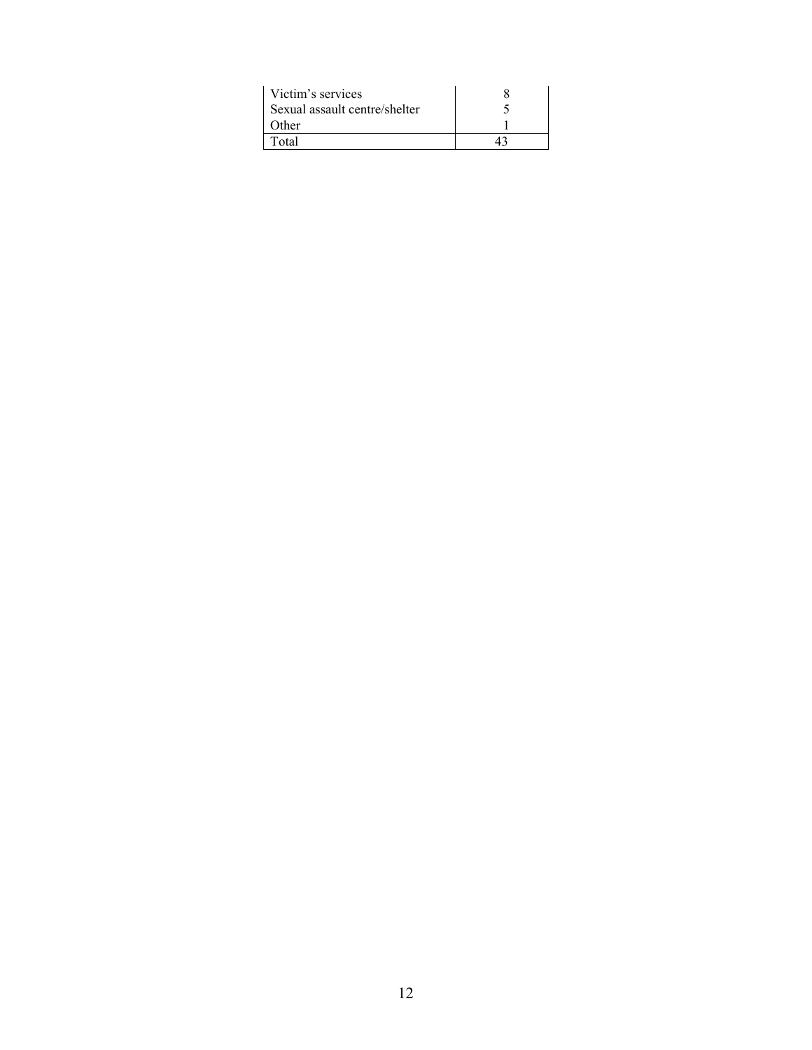| | |
|---|---|
| Victim's services | 8 |
| Sexual assault centre/shelter | 5 |
| Other | 1 |
| Total | 43 |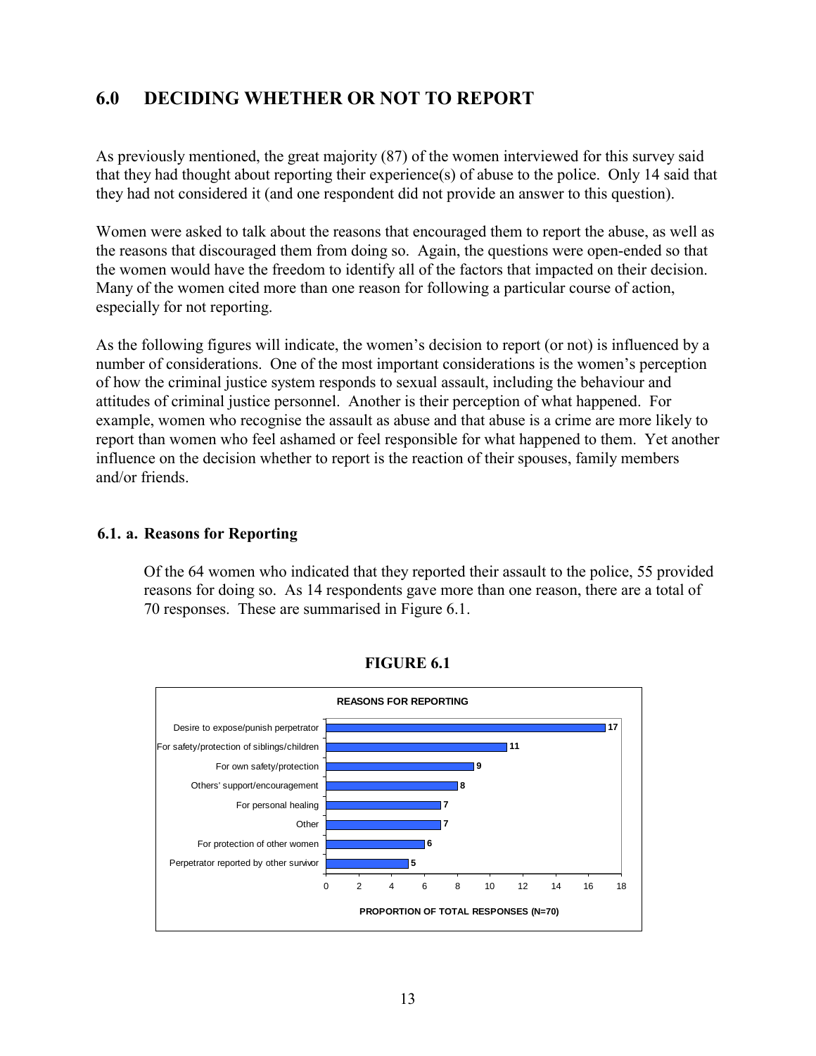## 6.0 DECIDING WHETHER OR NOT TO REPORT

As previously mentioned, the great majority (87) of the women interviewed for this survey said that they had thought about reporting their experience(s) of abuse to the police. Only 14 said that they had not considered it (and one respondent did not provide an answer to this question).

Women were asked to talk about the reasons that encouraged them to report the abuse, as well as the reasons that discouraged them from doing so. Again, the questions were open-ended so that the women would have the freedom to identify all of the factors that impacted on their decision. Many of the women cited more than one reason for following a particular course of action, especially for not reporting.

As the following figures will indicate, the women's decision to report (or not) is influenced by a number of considerations. One of the most important considerations is the women's perception of how the criminal justice system responds to sexual assault, including the behaviour and attitudes of criminal justice personnel. Another is their perception of what happened. For example, women who recognise the assault as abuse and that abuse is a crime are more likely to report than women who feel ashamed or feel responsible for what happened to them. Yet another influence on the decision whether to report is the reaction of their spouses, family members and/or friends.

### 6.1. a. Reasons for Reporting

Of the 64 women who indicated that they reported their assault to the police, 55 provided reasons for doing so. As 14 respondents gave more than one reason, there are a total of 70 responses. These are summarised in Figure 6.1.

**FIGURE 6.1**

**REASONS FOR REPORTING**

| Reason | Proportion of Total Responses (N=70) |
| --- | --- |
| Desire to expose/punish perpetrator | 17 |
| For safety/protection of siblings/children | 11 |
| For own safety/protection | 9 |
| Others' support/encouragement | 8 |
| For personal healing | 7 |
| Other | 7 |
| For protection of other women | 6 |
| Perpetrator reported by other survivor | 5 |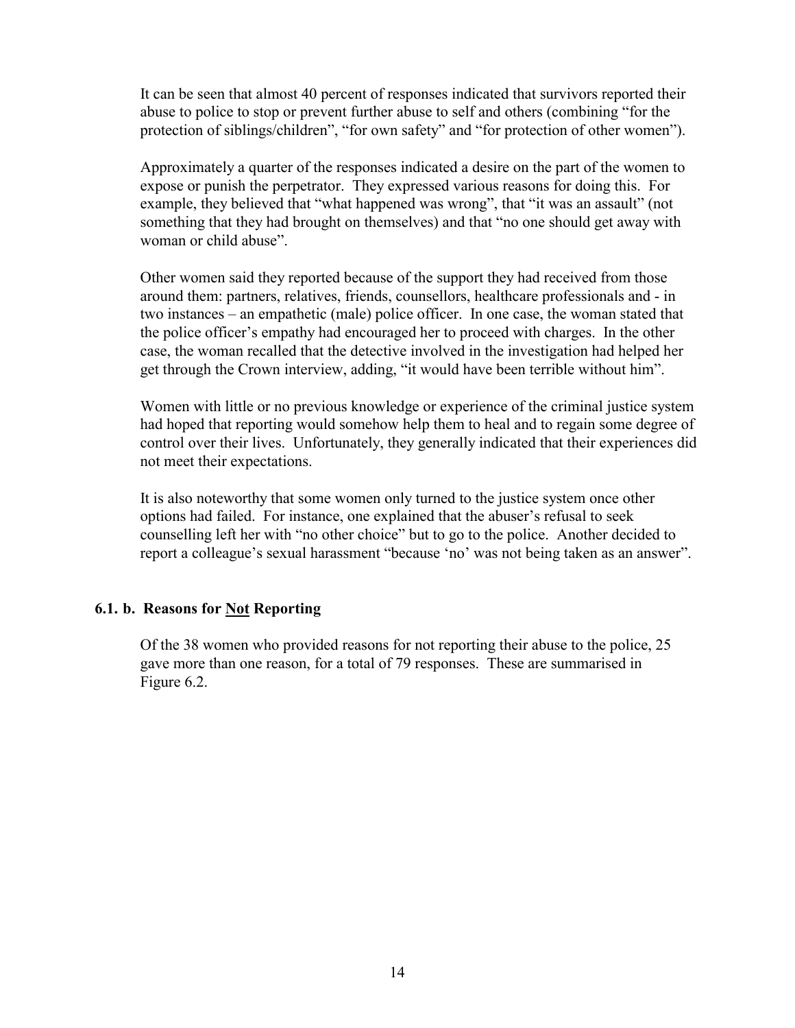It can be seen that almost 40 percent of responses indicated that survivors reported their abuse to police to stop or prevent further abuse to self and others (combining "for the protection of siblings/children", "for own safety" and "for protection of other women").

Approximately a quarter of the responses indicated a desire on the part of the women to expose or punish the perpetrator. They expressed various reasons for doing this. For example, they believed that "what happened was wrong", that "it was an assault" (not something that they had brought on themselves) and that "no one should get away with woman or child abuse".

Other women said they reported because of the support they had received from those around them: partners, relatives, friends, counsellors, healthcare professionals and - in two instances – an empathetic (male) police officer. In one case, the woman stated that the police officer's empathy had encouraged her to proceed with charges. In the other case, the woman recalled that the detective involved in the investigation had helped her get through the Crown interview, adding, "it would have been terrible without him".

Women with little or no previous knowledge or experience of the criminal justice system had hoped that reporting would somehow help them to heal and to regain some degree of control over their lives. Unfortunately, they generally indicated that their experiences did not meet their expectations.

It is also noteworthy that some women only turned to the justice system once other options had failed. For instance, one explained that the abuser's refusal to seek counselling left her with "no other choice" but to go to the police. Another decided to report a colleague's sexual harassment "because 'no' was not being taken as an answer".

### 6.1. b. Reasons for Not Reporting

Of the 38 women who provided reasons for not reporting their abuse to the police, 25 gave more than one reason, for a total of 79 responses. These are summarised in Figure 6.2.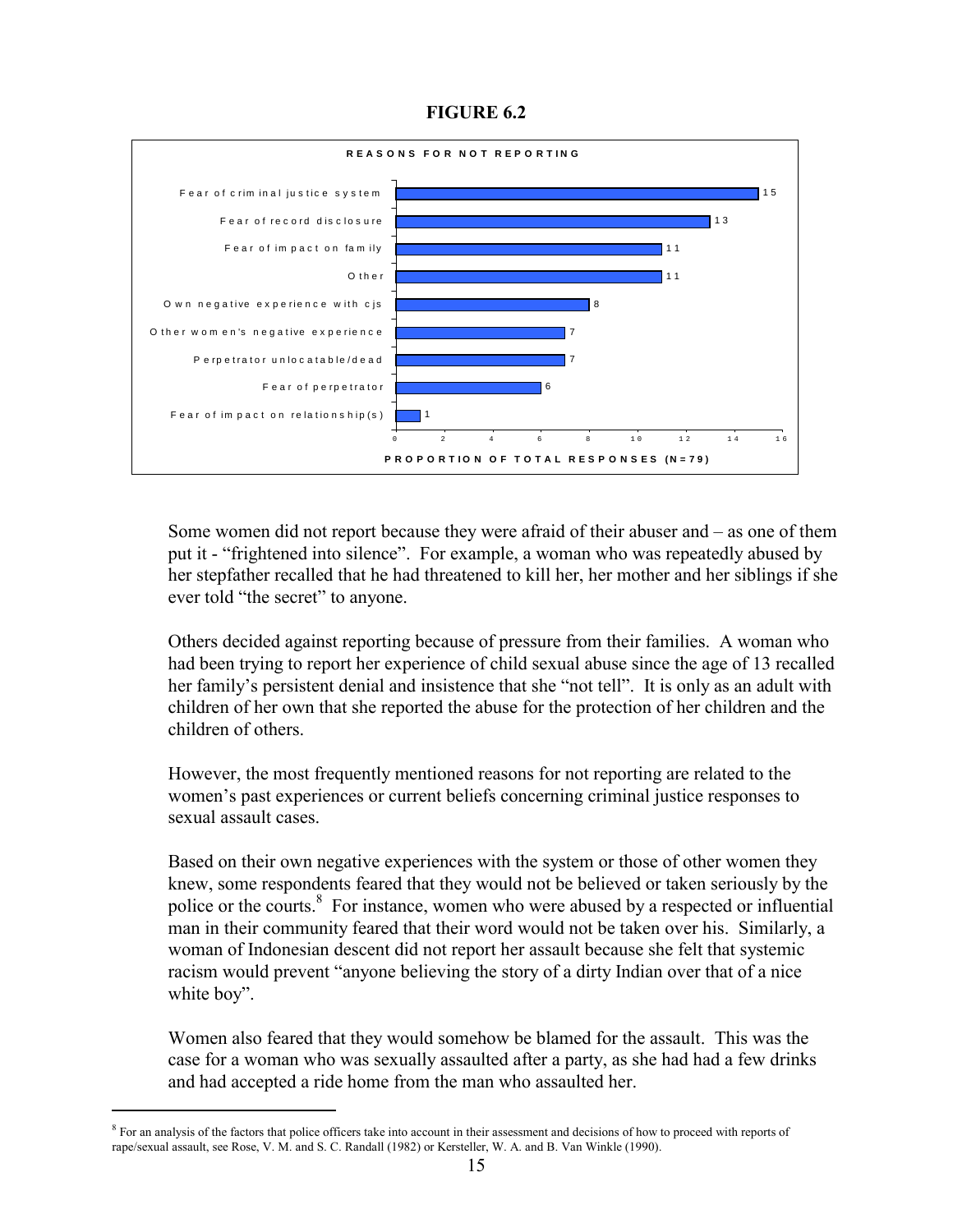**FIGURE 6.2**

**REASONS FOR NOT REPORTING**

| Reason | Proportion of total responses (N=79) |
| --- | --- |
| Fear of criminal justice system | 15 |
| Fear of record disclosure | 13 |
| Fear of impact on family | 11 |
| Other | 11 |
| Own negative experience with cjs | 8 |
| Other women's negative experience | 7 |
| Perpetrator unlocatable/dead | 7 |
| Fear of perpetrator | 6 |
| Fear of impact on relationship(s) | 1 |

Some women did not report because they were afraid of their abuser and – as one of them put it - "frightened into silence". For example, a woman who was repeatedly abused by her stepfather recalled that he had threatened to kill her, her mother and her siblings if she ever told "the secret" to anyone.

Others decided against reporting because of pressure from their families. A woman who had been trying to report her experience of child sexual abuse since the age of 13 recalled her family's persistent denial and insistence that she "not tell". It is only as an adult with children of her own that she reported the abuse for the protection of her children and the children of others.

However, the most frequently mentioned reasons for not reporting are related to the women's past experiences or current beliefs concerning criminal justice responses to sexual assault cases.

Based on their own negative experiences with the system or those of other women they knew, some respondents feared that they would not be believed or taken seriously by the police or the courts.[8] For instance, women who were abused by a respected or influential man in their community feared that their word would not be taken over his. Similarly, a woman of Indonesian descent did not report her assault because she felt that systemic racism would prevent "anyone believing the story of a dirty Indian over that of a nice white boy".

Women also feared that they would somehow be blamed for the assault. This was the case for a woman who was sexually assaulted after a party, as she had had a few drinks and had accepted a ride home from the man who assaulted her.

---

[8] For an analysis of the factors that police officers take into account in their assessment and decisions of how to proceed with reports of rape/sexual assault, see Rose, V. M. and S. C. Randall (1982) or Kersteller, W. A. and B. Van Winkle (1990).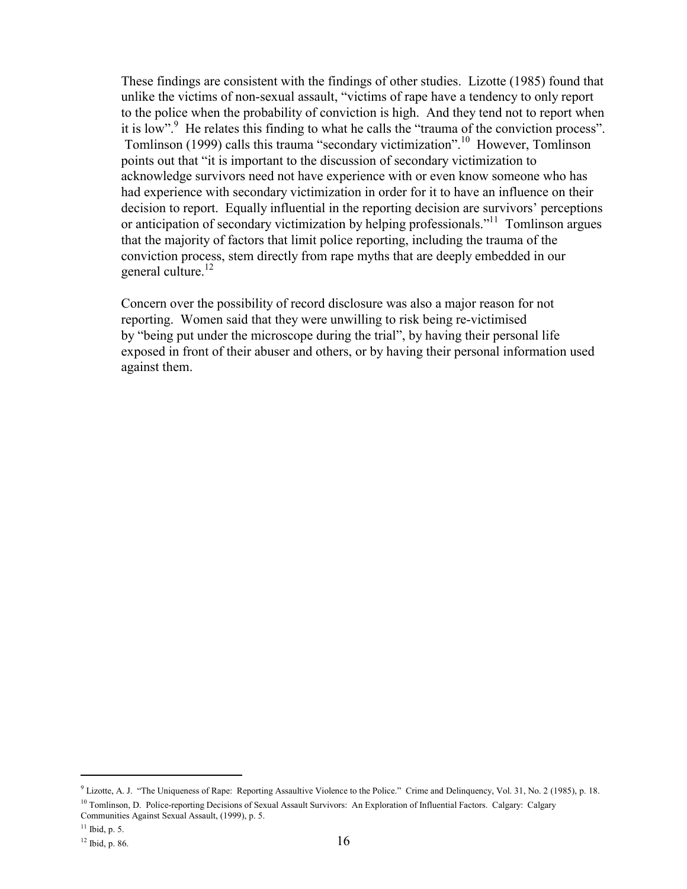These findings are consistent with the findings of other studies. Lizotte (1985) found that unlike the victims of non-sexual assault, "victims of rape have a tendency to only report to the police when the probability of conviction is high. And they tend not to report when it is low".[9] He relates this finding to what he calls the "trauma of the conviction process". Tomlinson (1999) calls this trauma "secondary victimization".[10] However, Tomlinson points out that "it is important to the discussion of secondary victimization to acknowledge survivors need not have experience with or even know someone who has had experience with secondary victimization in order for it to have an influence on their decision to report. Equally influential in the reporting decision are survivors' perceptions or anticipation of secondary victimization by helping professionals."[11] Tomlinson argues that the majority of factors that limit police reporting, including the trauma of the conviction process, stem directly from rape myths that are deeply embedded in our general culture.[12]

Concern over the possibility of record disclosure was also a major reason for not reporting. Women said that they were unwilling to risk being re-victimised by "being put under the microscope during the trial", by having their personal life exposed in front of their abuser and others, or by having their personal information used against them.

---

[9] Lizotte, A. J. "The Uniqueness of Rape: Reporting Assaultive Violence to the Police." Crime and Delinquency, Vol. 31, No. 2 (1985), p. 18.

[10] Tomlinson, D. Police-reporting Decisions of Sexual Assault Survivors: An Exploration of Influential Factors. Calgary: Calgary Communities Against Sexual Assault, (1999), p. 5.

[11] Ibid, p. 5.

[12] Ibid, p. 86.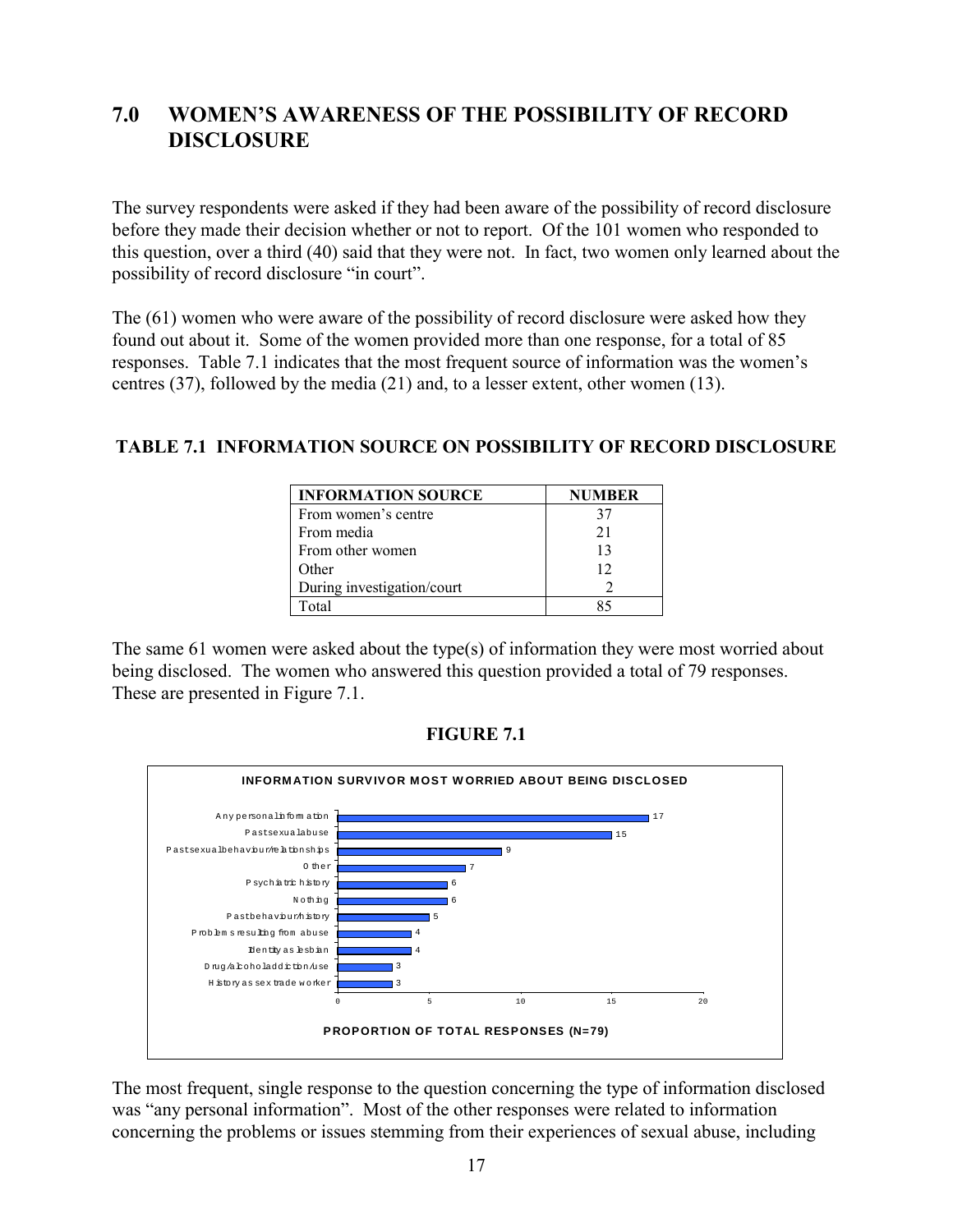## 7.0 WOMEN'S AWARENESS OF THE POSSIBILITY OF RECORD DISCLOSURE

The survey respondents were asked if they had been aware of the possibility of record disclosure before they made their decision whether or not to report. Of the 101 women who responded to this question, over a third (40) said that they were not. In fact, two women only learned about the possibility of record disclosure "in court".

The (61) women who were aware of the possibility of record disclosure were asked how they found out about it. Some of the women provided more than one response, for a total of 85 responses. Table 7.1 indicates that the most frequent source of information was the women's centres (37), followed by the media (21) and, to a lesser extent, other women (13).

**TABLE 7.1 INFORMATION SOURCE ON POSSIBILITY OF RECORD DISCLOSURE**

| INFORMATION SOURCE | NUMBER |
|---|---|
| From women's centre | 37 |
| From media | 21 |
| From other women | 13 |
| Other | 12 |
| During investigation/court | 2 |
| Total | 85 |

The same 61 women were asked about the type(s) of information they were most worried about being disclosed. The women who answered this question provided a total of 79 responses. These are presented in Figure 7.1.

**FIGURE 7.1**

**INFORMATION SURVIVOR MOST WORRIED ABOUT BEING DISCLOSED**

| Information | Responses |
|---|---|
| Any personal information | 17 |
| Past sexual abuse | 15 |
| Past sexual behaviour/relationships | 9 |
| Other | 7 |
| Psychiatric history | 6 |
| Nothing | 6 |
| Past behaviour/history | 5 |
| Problems resulting from abuse | 4 |
| Identity as lesbian | 4 |
| Drug/alcohol addiction/use | 3 |
| History as sex trade worker | 3 |

**PROPORTION OF TOTAL RESPONSES (N=79)**

The most frequent, single response to the question concerning the type of information disclosed was "any personal information". Most of the other responses were related to information concerning the problems or issues stemming from their experiences of sexual abuse, including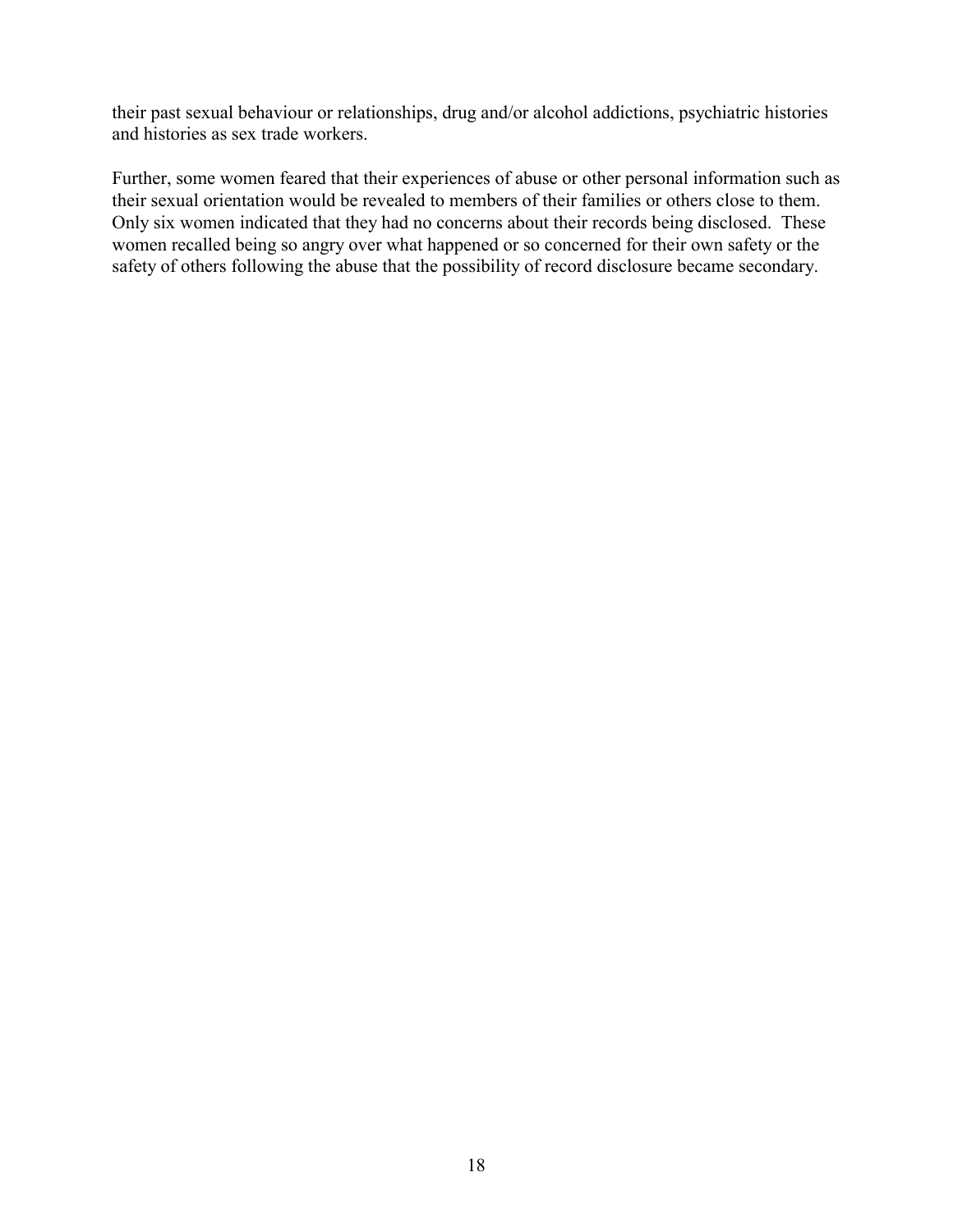their past sexual behaviour or relationships, drug and/or alcohol addictions, psychiatric histories and histories as sex trade workers.

Further, some women feared that their experiences of abuse or other personal information such as their sexual orientation would be revealed to members of their families or others close to them. Only six women indicated that they had no concerns about their records being disclosed. These women recalled being so angry over what happened or so concerned for their own safety or the safety of others following the abuse that the possibility of record disclosure became secondary.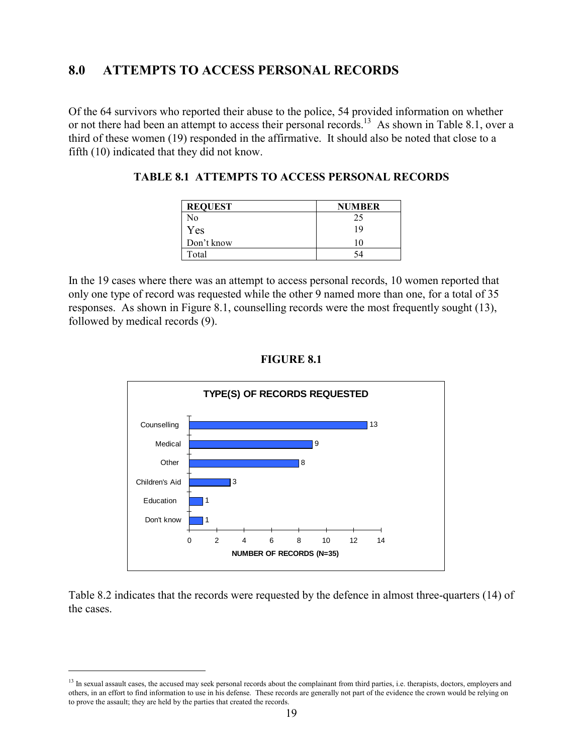## 8.0 ATTEMPTS TO ACCESS PERSONAL RECORDS

Of the 64 survivors who reported their abuse to the police, 54 provided information on whether or not there had been an attempt to access their personal records.[13] As shown in Table 8.1, over a third of these women (19) responded in the affirmative. It should also be noted that close to a fifth (10) indicated that they did not know.

**TABLE 8.1 ATTEMPTS TO ACCESS PERSONAL RECORDS**

| REQUEST | NUMBER |
|---|---|
| No | 25 |
| Yes | 19 |
| Don't know | 10 |
| Total | 54 |

In the 19 cases where there was an attempt to access personal records, 10 women reported that only one type of record was requested while the other 9 named more than one, for a total of 35 responses. As shown in Figure 8.1, counselling records were the most frequently sought (13), followed by medical records (9).

**FIGURE 8.1**

**TYPE(S) OF RECORDS REQUESTED**

| Type | Number of Records (N=35) |
|---|---|
| Counselling | 13 |
| Medical | 9 |
| Other | 8 |
| Children's Aid | 3 |
| Education | 1 |
| Don't know | 1 |

Table 8.2 indicates that the records were requested by the defence in almost three-quarters (14) of the cases.

[13] In sexual assault cases, the accused may seek personal records about the complainant from third parties, i.e. therapists, doctors, employers and others, in an effort to find information to use in his defense. These records are generally not part of the evidence the crown would be relying on to prove the assault; they are held by the parties that created the records.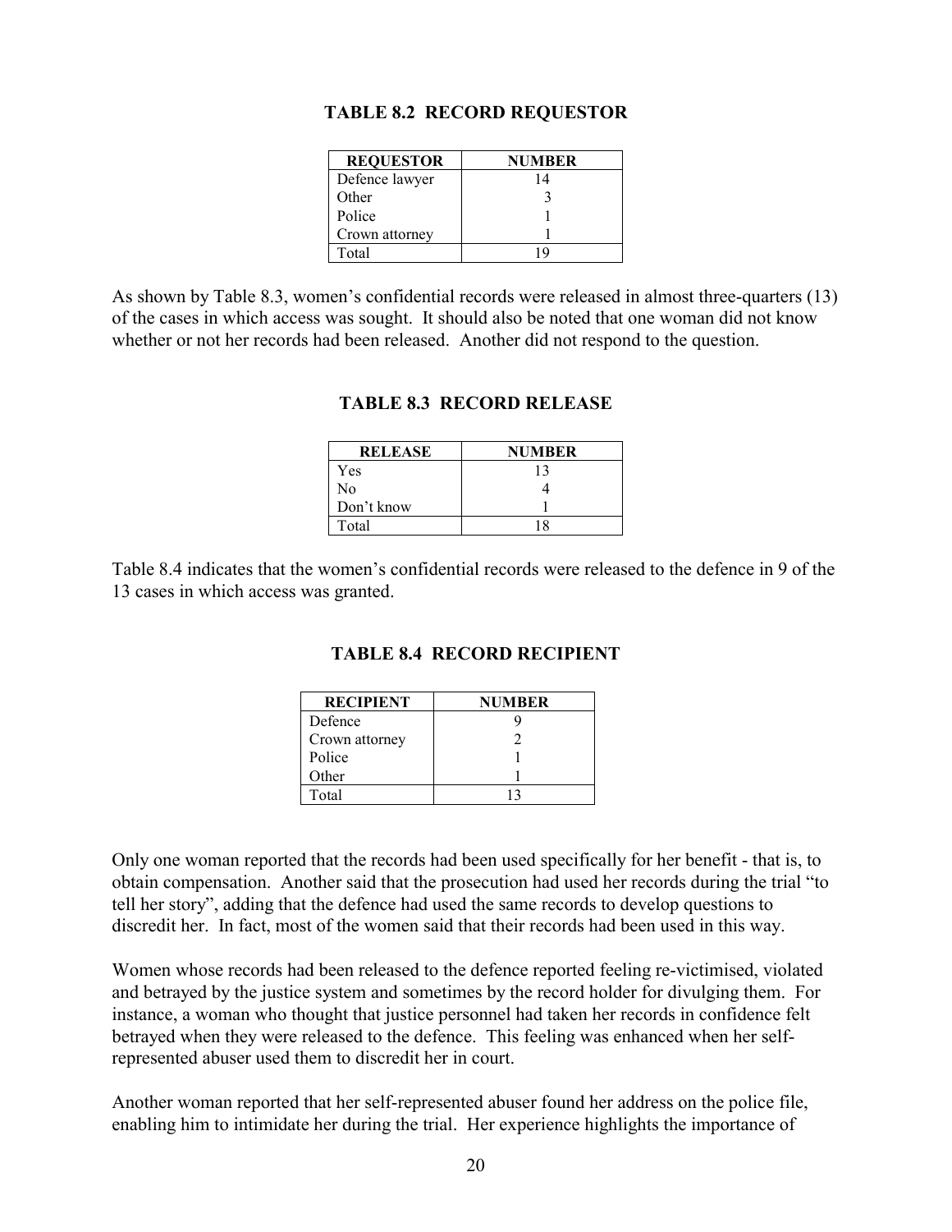**TABLE 8.2 RECORD REQUESTOR**

| REQUESTOR | NUMBER |
|---|---|
| Defence lawyer | 14 |
| Other | 3 |
| Police | 1 |
| Crown attorney | 1 |
| Total | 19 |

As shown by Table 8.3, women's confidential records were released in almost three-quarters (13) of the cases in which access was sought. It should also be noted that one woman did not know whether or not her records had been released. Another did not respond to the question.

**TABLE 8.3 RECORD RELEASE**

| RELEASE | NUMBER |
|---|---|
| Yes | 13 |
| No | 4 |
| Don't know | 1 |
| Total | 18 |

Table 8.4 indicates that the women's confidential records were released to the defence in 9 of the 13 cases in which access was granted.

**TABLE 8.4 RECORD RECIPIENT**

| RECIPIENT | NUMBER |
|---|---|
| Defence | 9 |
| Crown attorney | 2 |
| Police | 1 |
| Other | 1 |
| Total | 13 |

Only one woman reported that the records had been used specifically for her benefit - that is, to obtain compensation. Another said that the prosecution had used her records during the trial "to tell her story", adding that the defence had used the same records to develop questions to discredit her. In fact, most of the women said that their records had been used in this way.

Women whose records had been released to the defence reported feeling re-victimised, violated and betrayed by the justice system and sometimes by the record holder for divulging them. For instance, a woman who thought that justice personnel had taken her records in confidence felt betrayed when they were released to the defence. This feeling was enhanced when her self-represented abuser used them to discredit her in court.

Another woman reported that her self-represented abuser found her address on the police file, enabling him to intimidate her during the trial. Her experience highlights the importance of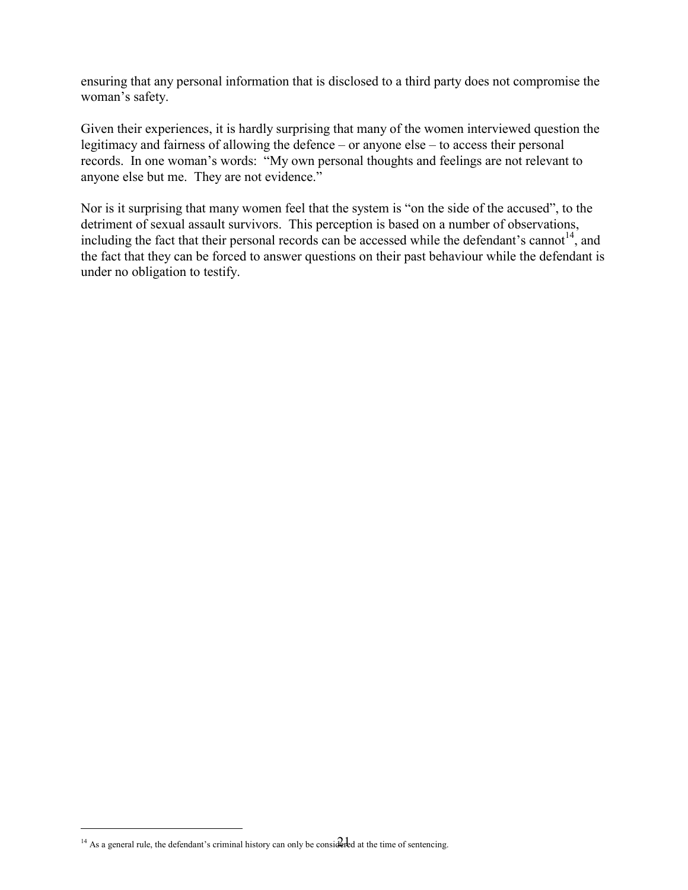ensuring that any personal information that is disclosed to a third party does not compromise the woman's safety.

Given their experiences, it is hardly surprising that many of the women interviewed question the legitimacy and fairness of allowing the defence – or anyone else – to access their personal records. In one woman's words: "My own personal thoughts and feelings are not relevant to anyone else but me. They are not evidence."

Nor is it surprising that many women feel that the system is "on the side of the accused", to the detriment of sexual assault survivors. This perception is based on a number of observations, including the fact that their personal records can be accessed while the defendant's cannot[14], and the fact that they can be forced to answer questions on their past behaviour while the defendant is under no obligation to testify.

[14] As a general rule, the defendant's criminal history can only be considered at the time of sentencing.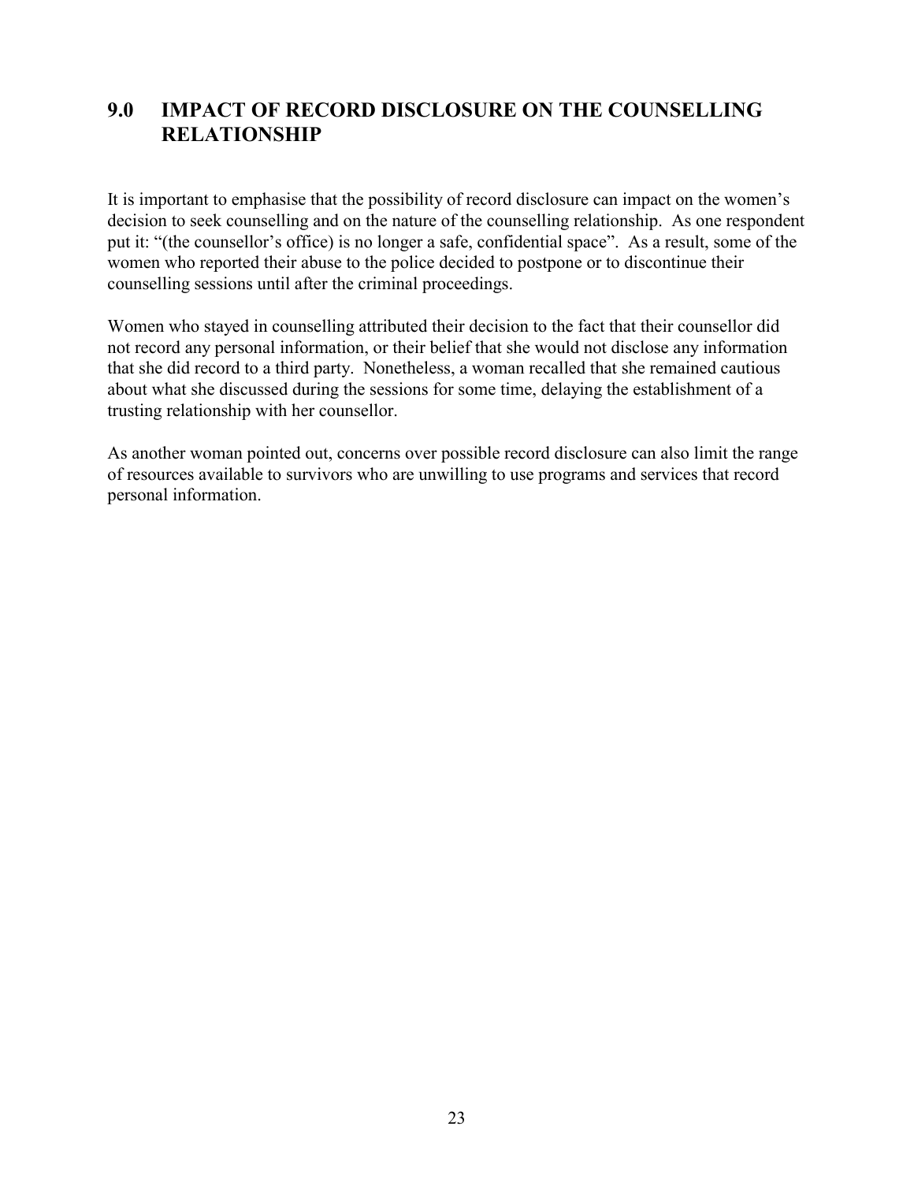## 9.0 IMPACT OF RECORD DISCLOSURE ON THE COUNSELLING RELATIONSHIP

It is important to emphasise that the possibility of record disclosure can impact on the women's decision to seek counselling and on the nature of the counselling relationship. As one respondent put it: "(the counsellor's office) is no longer a safe, confidential space". As a result, some of the women who reported their abuse to the police decided to postpone or to discontinue their counselling sessions until after the criminal proceedings.

Women who stayed in counselling attributed their decision to the fact that their counsellor did not record any personal information, or their belief that she would not disclose any information that she did record to a third party. Nonetheless, a woman recalled that she remained cautious about what she discussed during the sessions for some time, delaying the establishment of a trusting relationship with her counsellor.

As another woman pointed out, concerns over possible record disclosure can also limit the range of resources available to survivors who are unwilling to use programs and services that record personal information.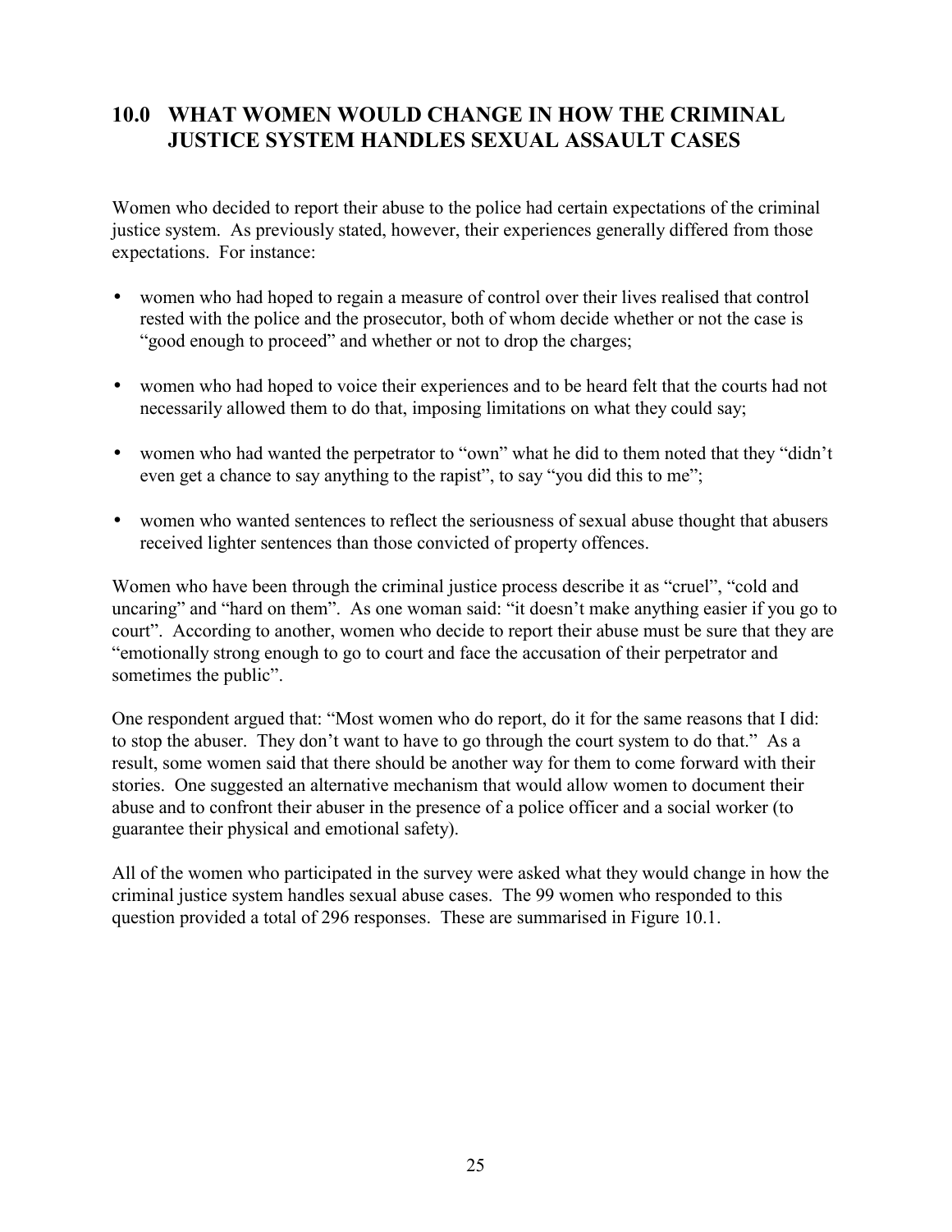## 10.0 WHAT WOMEN WOULD CHANGE IN HOW THE CRIMINAL JUSTICE SYSTEM HANDLES SEXUAL ASSAULT CASES

Women who decided to report their abuse to the police had certain expectations of the criminal justice system. As previously stated, however, their experiences generally differed from those expectations. For instance:

- women who had hoped to regain a measure of control over their lives realised that control rested with the police and the prosecutor, both of whom decide whether or not the case is "good enough to proceed" and whether or not to drop the charges;

- women who had hoped to voice their experiences and to be heard felt that the courts had not necessarily allowed them to do that, imposing limitations on what they could say;

- women who had wanted the perpetrator to "own" what he did to them noted that they "didn't even get a chance to say anything to the rapist", to say "you did this to me";

- women who wanted sentences to reflect the seriousness of sexual abuse thought that abusers received lighter sentences than those convicted of property offences.

Women who have been through the criminal justice process describe it as "cruel", "cold and uncaring" and "hard on them". As one woman said: "it doesn't make anything easier if you go to court". According to another, women who decide to report their abuse must be sure that they are "emotionally strong enough to go to court and face the accusation of their perpetrator and sometimes the public".

One respondent argued that: "Most women who do report, do it for the same reasons that I did: to stop the abuser. They don't want to have to go through the court system to do that." As a result, some women said that there should be another way for them to come forward with their stories. One suggested an alternative mechanism that would allow women to document their abuse and to confront their abuser in the presence of a police officer and a social worker (to guarantee their physical and emotional safety).

All of the women who participated in the survey were asked what they would change in how the criminal justice system handles sexual abuse cases. The 99 women who responded to this question provided a total of 296 responses. These are summarised in Figure 10.1.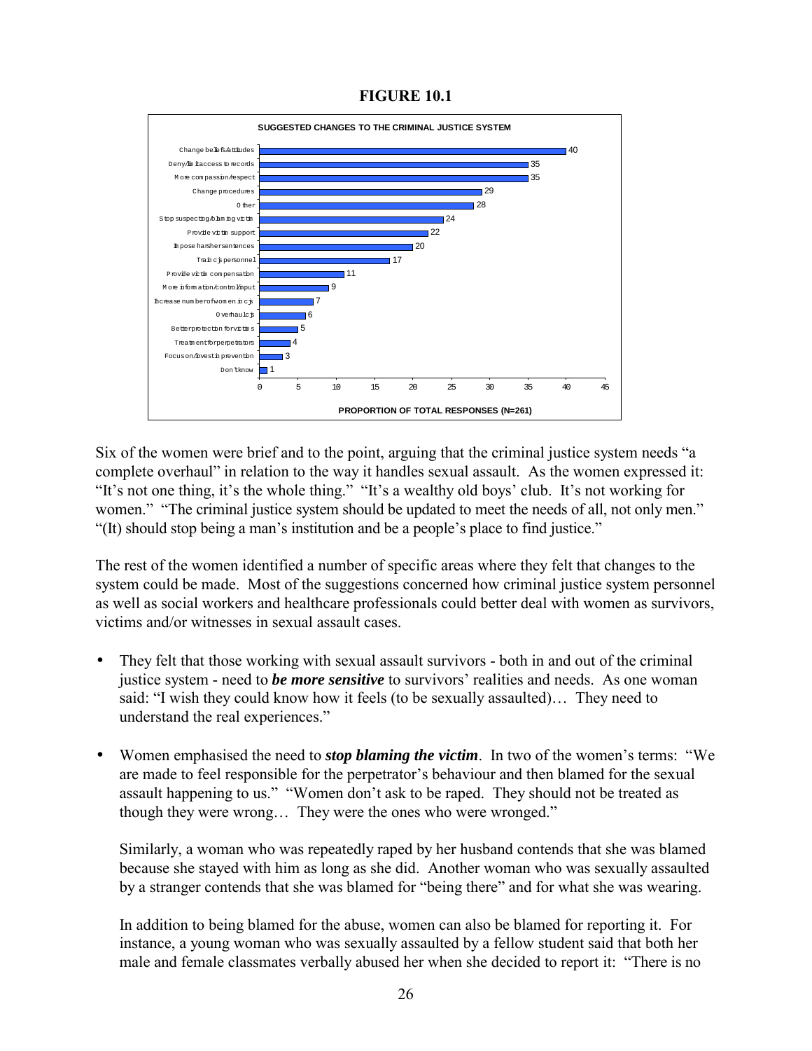**FIGURE 10.1**

**SUGGESTED CHANGES TO THE CRIMINAL JUSTICE SYSTEM**

| Suggested change | Proportion of total responses (N=261) |
|---|---|
| Change beliefs/attitudes | 40 |
| Deny/limit access to records | 35 |
| More compassion/respect | 35 |
| Change procedures | 29 |
| Other | 28 |
| Stop suspecting/blaming victim | 24 |
| Provide victim support | 22 |
| Impose harsher sentences | 20 |
| Train cjs personnel | 17 |
| Provide victim compensation | 11 |
| More information/control/input | 9 |
| Increase number of women in cjs | 7 |
| Overhaul cjs | 6 |
| Better protection for victims | 5 |
| Treatment for perpetrators | 4 |
| Focus on/invest in prevention | 3 |
| Don't know | 1 |

Six of the women were brief and to the point, arguing that the criminal justice system needs "a complete overhaul" in relation to the way it handles sexual assault. As the women expressed it: "It's not one thing, it's the whole thing." "It's a wealthy old boys' club. It's not working for women." "The criminal justice system should be updated to meet the needs of all, not only men." "(It) should stop being a man's institution and be a people's place to find justice."

The rest of the women identified a number of specific areas where they felt that changes to the system could be made. Most of the suggestions concerned how criminal justice system personnel as well as social workers and healthcare professionals could better deal with women as survivors, victims and/or witnesses in sexual assault cases.

- They felt that those working with sexual assault survivors - both in and out of the criminal justice system - need to ***be more sensitive*** to survivors' realities and needs. As one woman said: "I wish they could know how it feels (to be sexually assaulted)… They need to understand the real experiences."

- Women emphasised the need to ***stop blaming the victim***. In two of the women's terms: "We are made to feel responsible for the perpetrator's behaviour and then blamed for the sexual assault happening to us." "Women don't ask to be raped. They should not be treated as though they were wrong… They were the ones who were wronged."

  Similarly, a woman who was repeatedly raped by her husband contends that she was blamed because she stayed with him as long as she did. Another woman who was sexually assaulted by a stranger contends that she was blamed for "being there" and for what she was wearing.

  In addition to being blamed for the abuse, women can also be blamed for reporting it. For instance, a young woman who was sexually assaulted by a fellow student said that both her male and female classmates verbally abused her when she decided to report it: "There is no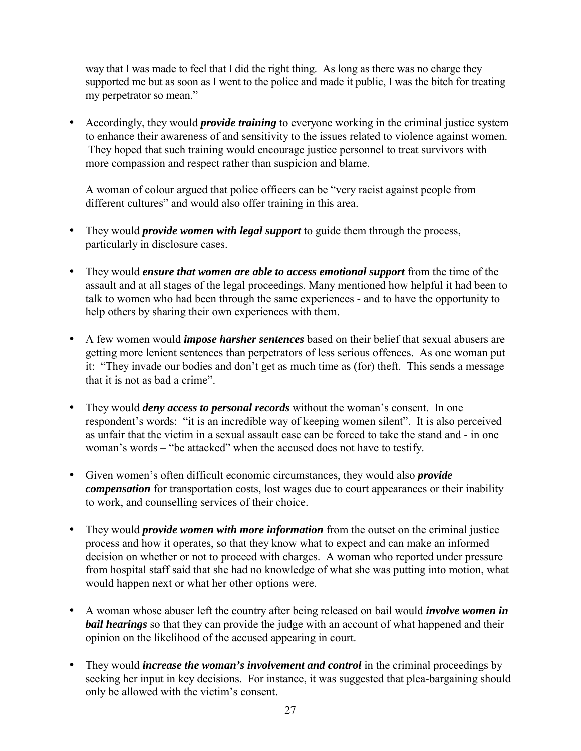way that I was made to feel that I did the right thing. As long as there was no charge they supported me but as soon as I went to the police and made it public, I was the bitch for treating my perpetrator so mean."

- Accordingly, they would ***provide training*** to everyone working in the criminal justice system to enhance their awareness of and sensitivity to the issues related to violence against women. They hoped that such training would encourage justice personnel to treat survivors with more compassion and respect rather than suspicion and blame.

  A woman of colour argued that police officers can be "very racist against people from different cultures" and would also offer training in this area.

- They would ***provide women with legal support*** to guide them through the process, particularly in disclosure cases.

- They would ***ensure that women are able to access emotional support*** from the time of the assault and at all stages of the legal proceedings. Many mentioned how helpful it had been to talk to women who had been through the same experiences - and to have the opportunity to help others by sharing their own experiences with them.

- A few women would ***impose harsher sentences*** based on their belief that sexual abusers are getting more lenient sentences than perpetrators of less serious offences. As one woman put it: "They invade our bodies and don't get as much time as (for) theft. This sends a message that it is not as bad a crime".

- They would ***deny access to personal records*** without the woman's consent. In one respondent's words: "it is an incredible way of keeping women silent". It is also perceived as unfair that the victim in a sexual assault case can be forced to take the stand and - in one woman's words – "be attacked" when the accused does not have to testify.

- Given women's often difficult economic circumstances, they would also ***provide compensation*** for transportation costs, lost wages due to court appearances or their inability to work, and counselling services of their choice.

- They would ***provide women with more information*** from the outset on the criminal justice process and how it operates, so that they know what to expect and can make an informed decision on whether or not to proceed with charges. A woman who reported under pressure from hospital staff said that she had no knowledge of what she was putting into motion, what would happen next or what her other options were.

- A woman whose abuser left the country after being released on bail would ***involve women in bail hearings*** so that they can provide the judge with an account of what happened and their opinion on the likelihood of the accused appearing in court.

- They would ***increase the woman's involvement and control*** in the criminal proceedings by seeking her input in key decisions. For instance, it was suggested that plea-bargaining should only be allowed with the victim's consent.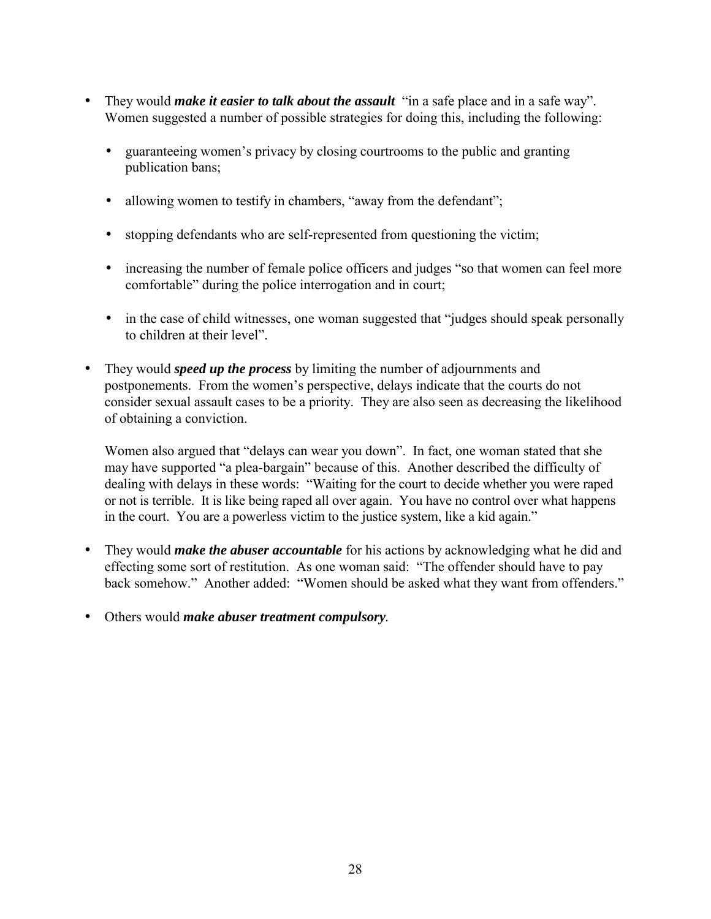- They would ***make it easier to talk about the assault*** "in a safe place and in a safe way". Women suggested a number of possible strategies for doing this, including the following:

  - guaranteeing women's privacy by closing courtrooms to the public and granting publication bans;

  - allowing women to testify in chambers, "away from the defendant";

  - stopping defendants who are self-represented from questioning the victim;

  - increasing the number of female police officers and judges "so that women can feel more comfortable" during the police interrogation and in court;

  - in the case of child witnesses, one woman suggested that "judges should speak personally to children at their level".

- They would ***speed up the process*** by limiting the number of adjournments and postponements. From the women's perspective, delays indicate that the courts do not consider sexual assault cases to be a priority. They are also seen as decreasing the likelihood of obtaining a conviction.

  Women also argued that "delays can wear you down". In fact, one woman stated that she may have supported "a plea-bargain" because of this. Another described the difficulty of dealing with delays in these words: "Waiting for the court to decide whether you were raped or not is terrible. It is like being raped all over again. You have no control over what happens in the court. You are a powerless victim to the justice system, like a kid again."

- They would ***make the abuser accountable*** for his actions by acknowledging what he did and effecting some sort of restitution. As one woman said: "The offender should have to pay back somehow." Another added: "Women should be asked what they want from offenders."

- Others would ***make abuser treatment compulsory***.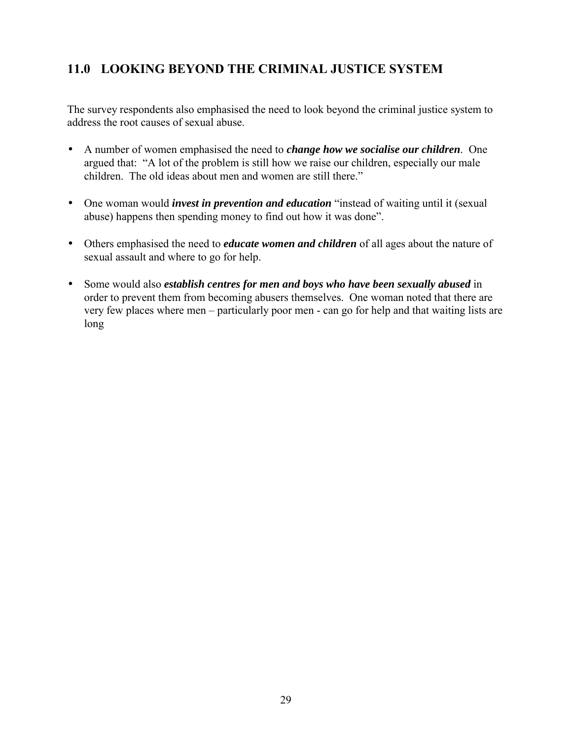## 11.0 LOOKING BEYOND THE CRIMINAL JUSTICE SYSTEM

The survey respondents also emphasised the need to look beyond the criminal justice system to address the root causes of sexual abuse.

- A number of women emphasised the need to ***change how we socialise our children***. One argued that: "A lot of the problem is still how we raise our children, especially our male children. The old ideas about men and women are still there."
- One woman would ***invest in prevention and education*** "instead of waiting until it (sexual abuse) happens then spending money to find out how it was done".
- Others emphasised the need to ***educate women and children*** of all ages about the nature of sexual assault and where to go for help.
- Some would also ***establish centres for men and boys who have been sexually abused*** in order to prevent them from becoming abusers themselves. One woman noted that there are very few places where men – particularly poor men - can go for help and that waiting lists are long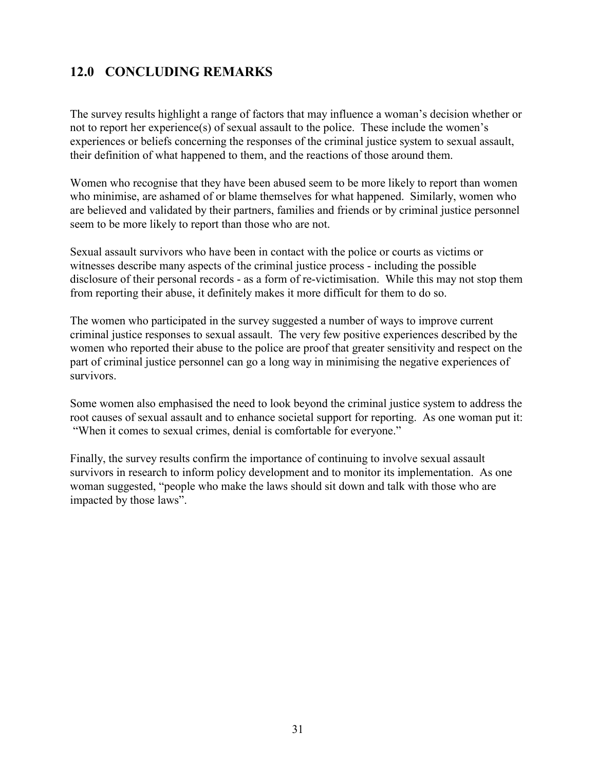## 12.0 CONCLUDING REMARKS

The survey results highlight a range of factors that may influence a woman's decision whether or not to report her experience(s) of sexual assault to the police. These include the women's experiences or beliefs concerning the responses of the criminal justice system to sexual assault, their definition of what happened to them, and the reactions of those around them.

Women who recognise that they have been abused seem to be more likely to report than women who minimise, are ashamed of or blame themselves for what happened. Similarly, women who are believed and validated by their partners, families and friends or by criminal justice personnel seem to be more likely to report than those who are not.

Sexual assault survivors who have been in contact with the police or courts as victims or witnesses describe many aspects of the criminal justice process - including the possible disclosure of their personal records - as a form of re-victimisation. While this may not stop them from reporting their abuse, it definitely makes it more difficult for them to do so.

The women who participated in the survey suggested a number of ways to improve current criminal justice responses to sexual assault. The very few positive experiences described by the women who reported their abuse to the police are proof that greater sensitivity and respect on the part of criminal justice personnel can go a long way in minimising the negative experiences of survivors.

Some women also emphasised the need to look beyond the criminal justice system to address the root causes of sexual assault and to enhance societal support for reporting. As one woman put it: "When it comes to sexual crimes, denial is comfortable for everyone."

Finally, the survey results confirm the importance of continuing to involve sexual assault survivors in research to inform policy development and to monitor its implementation. As one woman suggested, "people who make the laws should sit down and talk with those who are impacted by those laws".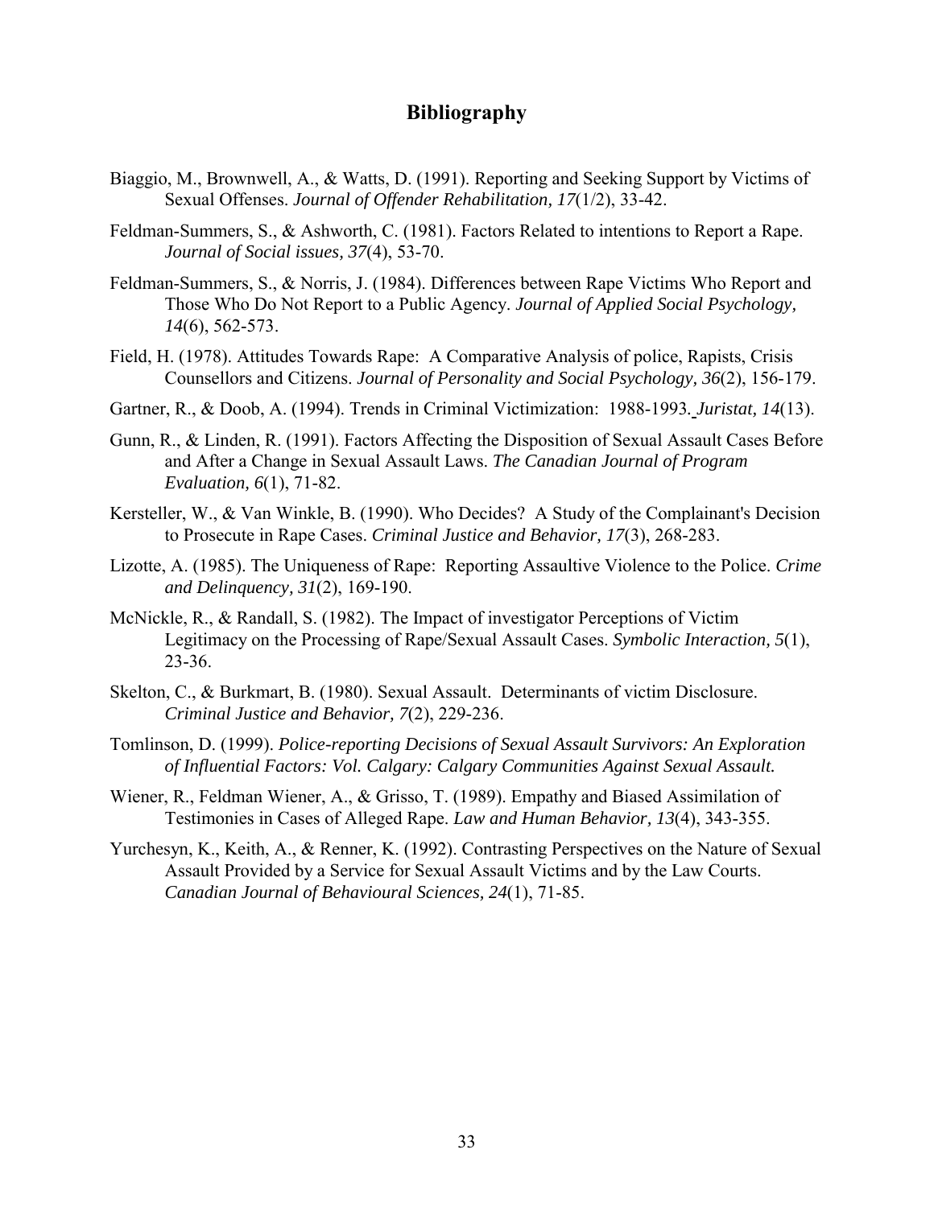## Bibliography

Biaggio, M., Brownwell, A., & Watts, D. (1991). Reporting and Seeking Support by Victims of Sexual Offenses. *Journal of Offender Rehabilitation, 17*(1/2), 33-42.

Feldman-Summers, S., & Ashworth, C. (1981). Factors Related to intentions to Report a Rape. *Journal of Social issues, 37*(4), 53-70.

Feldman-Summers, S., & Norris, J. (1984). Differences between Rape Victims Who Report and Those Who Do Not Report to a Public Agency. *Journal of Applied Social Psychology, 14*(6), 562-573.

Field, H. (1978). Attitudes Towards Rape: A Comparative Analysis of police, Rapists, Crisis Counsellors and Citizens. *Journal of Personality and Social Psychology, 36*(2), 156-179.

Gartner, R., & Doob, A. (1994). Trends in Criminal Victimization: 1988-1993. *Juristat, 14*(13).

Gunn, R., & Linden, R. (1991). Factors Affecting the Disposition of Sexual Assault Cases Before and After a Change in Sexual Assault Laws. *The Canadian Journal of Program Evaluation, 6*(1), 71-82.

Kersteller, W., & Van Winkle, B. (1990). Who Decides? A Study of the Complainant's Decision to Prosecute in Rape Cases. *Criminal Justice and Behavior, 17*(3), 268-283.

Lizotte, A. (1985). The Uniqueness of Rape: Reporting Assaultive Violence to the Police. *Crime and Delinquency, 31*(2), 169-190.

McNickle, R., & Randall, S. (1982). The Impact of investigator Perceptions of Victim Legitimacy on the Processing of Rape/Sexual Assault Cases. *Symbolic Interaction, 5*(1), 23-36.

Skelton, C., & Burkmart, B. (1980). Sexual Assault. Determinants of victim Disclosure. *Criminal Justice and Behavior, 7*(2), 229-236.

Tomlinson, D. (1999). *Police-reporting Decisions of Sexual Assault Survivors: An Exploration of Influential Factors: Vol. Calgary: Calgary Communities Against Sexual Assault.*

Wiener, R., Feldman Wiener, A., & Grisso, T. (1989). Empathy and Biased Assimilation of Testimonies in Cases of Alleged Rape. *Law and Human Behavior, 13*(4), 343-355.

Yurchesyn, K., Keith, A., & Renner, K. (1992). Contrasting Perspectives on the Nature of Sexual Assault Provided by a Service for Sexual Assault Victims and by the Law Courts. *Canadian Journal of Behavioural Sciences, 24*(1), 71-85.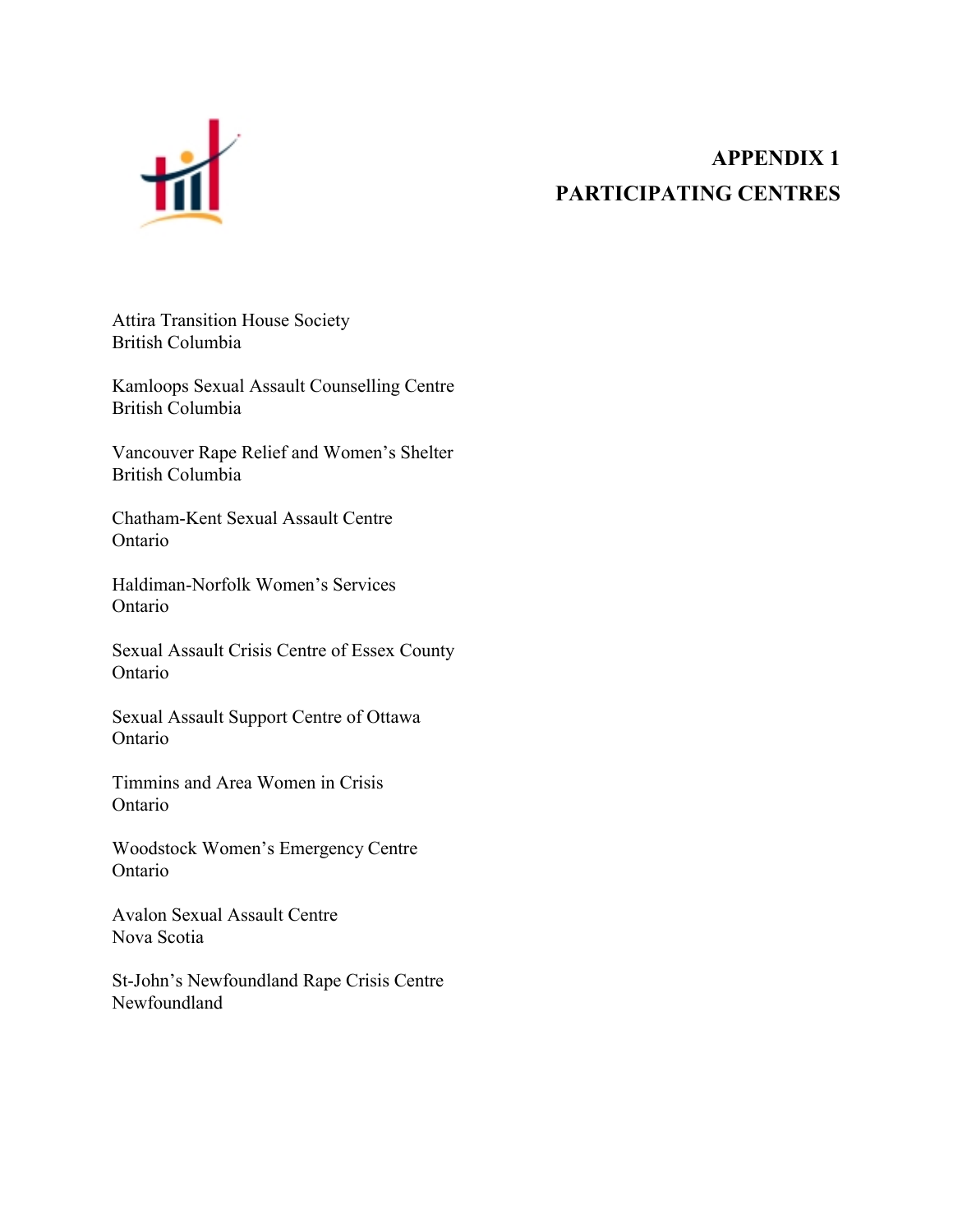# APPENDIX 1
# PARTICIPATING CENTRES

Attira Transition House Society
British Columbia

Kamloops Sexual Assault Counselling Centre
British Columbia

Vancouver Rape Relief and Women's Shelter
British Columbia

Chatham-Kent Sexual Assault Centre
Ontario

Haldiman-Norfolk Women's Services
Ontario

Sexual Assault Crisis Centre of Essex County
Ontario

Sexual Assault Support Centre of Ottawa
Ontario

Timmins and Area Women in Crisis
Ontario

Woodstock Women's Emergency Centre
Ontario

Avalon Sexual Assault Centre
Nova Scotia

St-John's Newfoundland Rape Crisis Centre
Newfoundland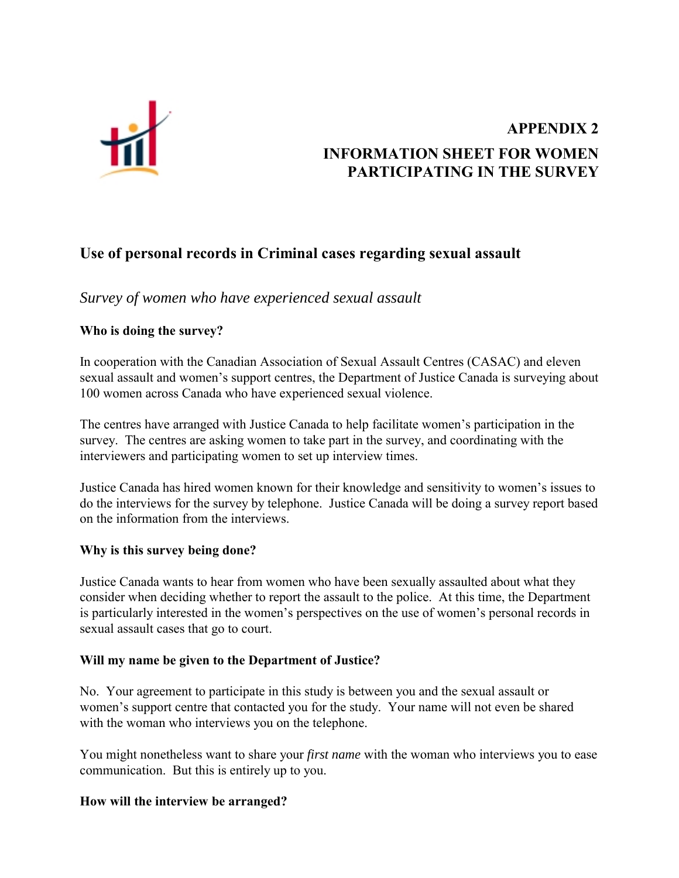# APPENDIX 2

# INFORMATION SHEET FOR WOMEN PARTICIPATING IN THE SURVEY

## Use of personal records in Criminal cases regarding sexual assault

*Survey of women who have experienced sexual assault*

**Who is doing the survey?**

In cooperation with the Canadian Association of Sexual Assault Centres (CASAC) and eleven sexual assault and women's support centres, the Department of Justice Canada is surveying about 100 women across Canada who have experienced sexual violence.

The centres have arranged with Justice Canada to help facilitate women's participation in the survey. The centres are asking women to take part in the survey, and coordinating with the interviewers and participating women to set up interview times.

Justice Canada has hired women known for their knowledge and sensitivity to women's issues to do the interviews for the survey by telephone. Justice Canada will be doing a survey report based on the information from the interviews.

**Why is this survey being done?**

Justice Canada wants to hear from women who have been sexually assaulted about what they consider when deciding whether to report the assault to the police. At this time, the Department is particularly interested in the women's perspectives on the use of women's personal records in sexual assault cases that go to court.

**Will my name be given to the Department of Justice?**

No. Your agreement to participate in this study is between you and the sexual assault or women's support centre that contacted you for the study. Your name will not even be shared with the woman who interviews you on the telephone.

You might nonetheless want to share your *first name* with the woman who interviews you to ease communication. But this is entirely up to you.

**How will the interview be arranged?**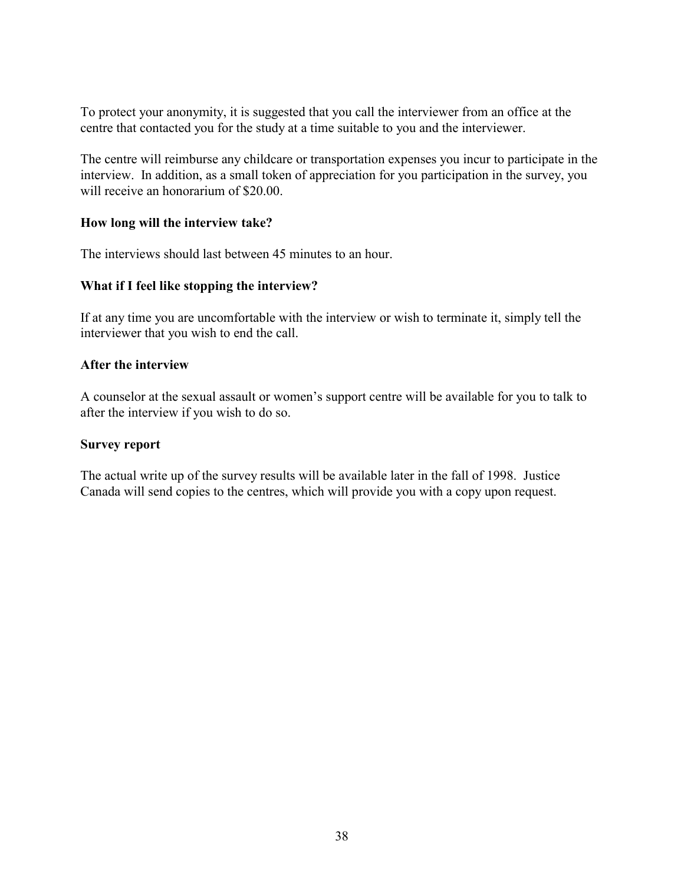To protect your anonymity, it is suggested that you call the interviewer from an office at the centre that contacted you for the study at a time suitable to you and the interviewer.

The centre will reimburse any childcare or transportation expenses you incur to participate in the interview. In addition, as a small token of appreciation for you participation in the survey, you will receive an honorarium of $20.00.

**How long will the interview take?**

The interviews should last between 45 minutes to an hour.

**What if I feel like stopping the interview?**

If at any time you are uncomfortable with the interview or wish to terminate it, simply tell the interviewer that you wish to end the call.

**After the interview**

A counselor at the sexual assault or women's support centre will be available for you to talk to after the interview if you wish to do so.

**Survey report**

The actual write up of the survey results will be available later in the fall of 1998. Justice Canada will send copies to the centres, which will provide you with a copy upon request.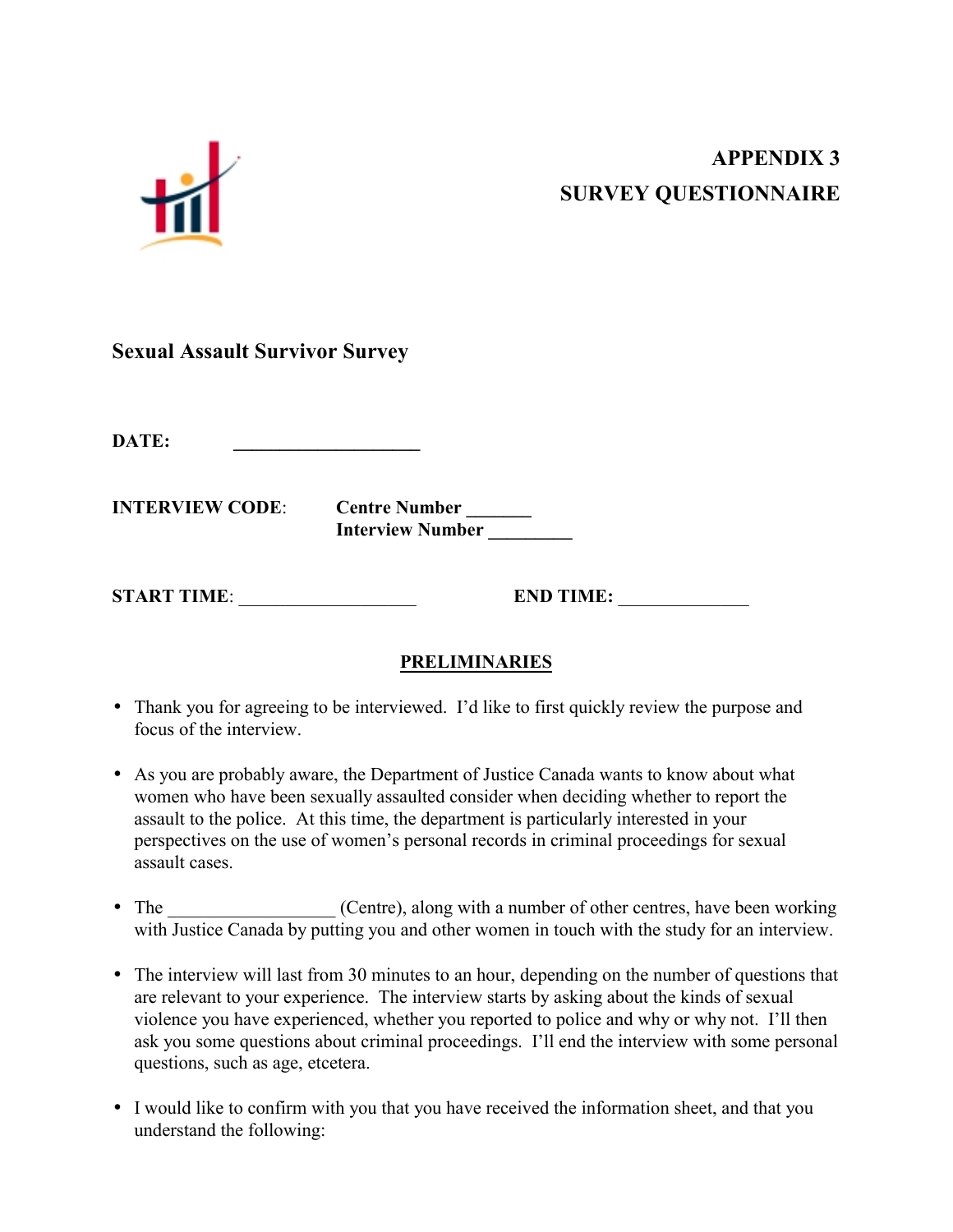# APPENDIX 3
# SURVEY QUESTIONNAIRE

## Sexual Assault Survivor Survey

**DATE:** ____________________

**INTERVIEW CODE:** **Centre Number** _______
**Interview Number** _________

**START TIME:** ___________________ **END TIME:** ______________

### PRELIMINARIES

- Thank you for agreeing to be interviewed. I'd like to first quickly review the purpose and focus of the interview.

- As you are probably aware, the Department of Justice Canada wants to know about what women who have been sexually assaulted consider when deciding whether to report the assault to the police. At this time, the department is particularly interested in your perspectives on the use of women's personal records in criminal proceedings for sexual assault cases.

- The __________________ (Centre), along with a number of other centres, have been working with Justice Canada by putting you and other women in touch with the study for an interview.

- The interview will last from 30 minutes to an hour, depending on the number of questions that are relevant to your experience. The interview starts by asking about the kinds of sexual violence you have experienced, whether you reported to police and why or why not. I'll then ask you some questions about criminal proceedings. I'll end the interview with some personal questions, such as age, etcetera.

- I would like to confirm with you that you have received the information sheet, and that you understand the following: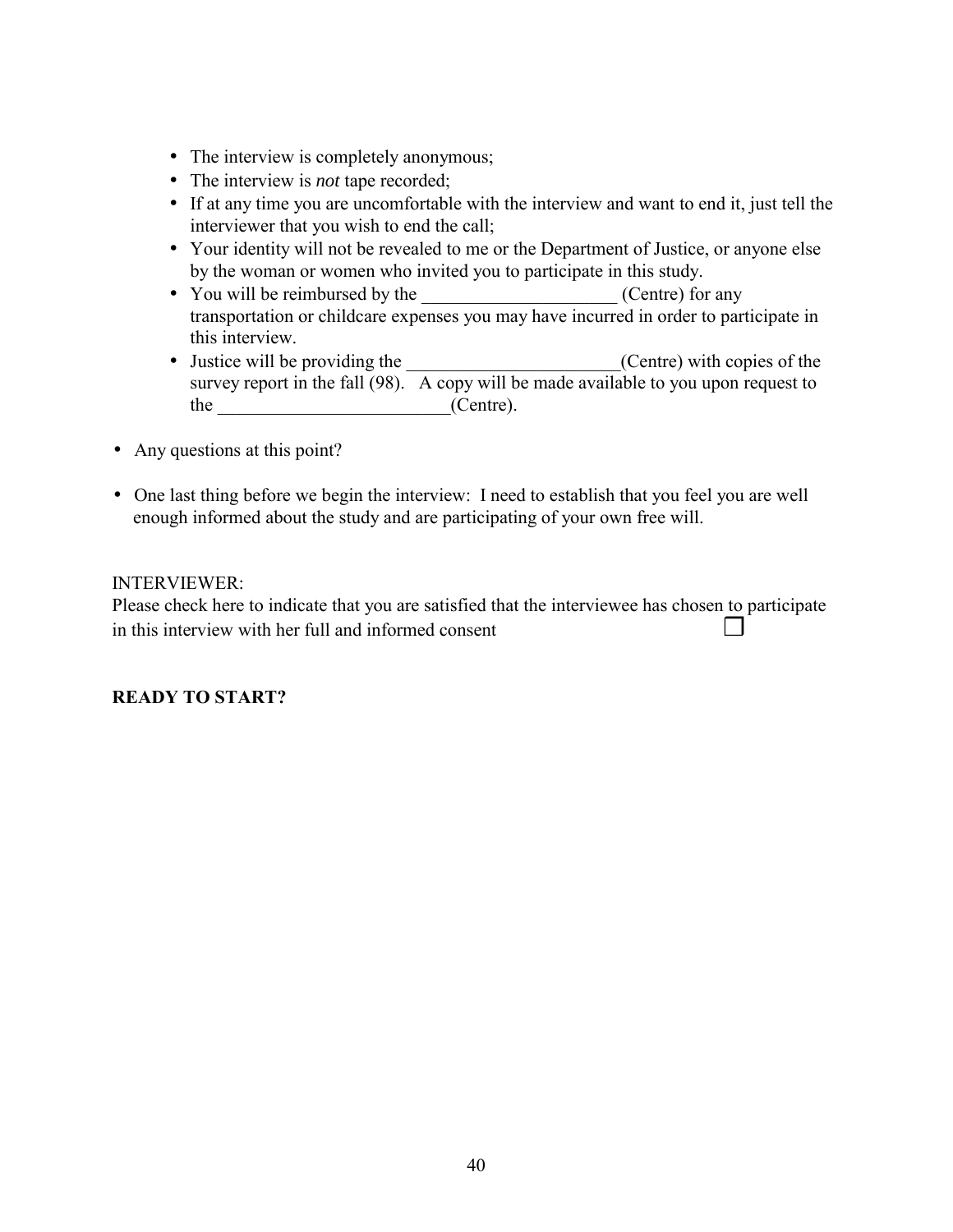- The interview is completely anonymous;
- The interview is *not* tape recorded;
- If at any time you are uncomfortable with the interview and want to end it, just tell the interviewer that you wish to end the call;
- Your identity will not be revealed to me or the Department of Justice, or anyone else by the woman or women who invited you to participate in this study.
- You will be reimbursed by the _____________________ (Centre) for any transportation or childcare expenses you may have incurred in order to participate in this interview.
- Justice will be providing the ______________________(Centre) with copies of the survey report in the fall (98). A copy will be made available to you upon request to the ________________________(Centre).

- Any questions at this point?

- One last thing before we begin the interview: I need to establish that you feel you are well enough informed about the study and are participating of your own free will.

INTERVIEWER:
Please check here to indicate that you are satisfied that the interviewee has chosen to participate in this interview with her full and informed consent ☐

**READY TO START?**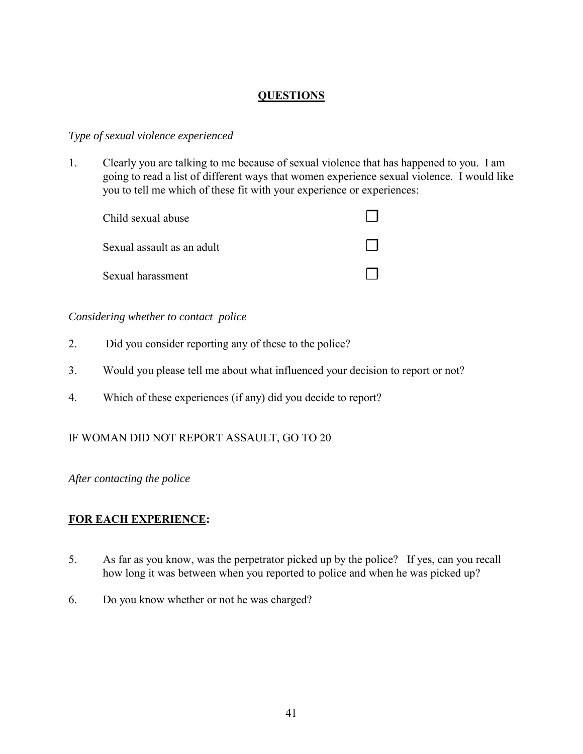## QUESTIONS

*Type of sexual violence experienced*

1. Clearly you are talking to me because of sexual violence that has happened to you. I am going to read a list of different ways that women experience sexual violence. I would like you to tell me which of these fit with your experience or experiences:

   - Child sexual abuse ☐
   - Sexual assault as an adult ☐
   - Sexual harassment ☐

*Considering whether to contact police*

2. Did you consider reporting any of these to the police?

3. Would you please tell me about what influenced your decision to report or not?

4. Which of these experiences (if any) did you decide to report?

IF WOMAN DID NOT REPORT ASSAULT, GO TO 20

*After contacting the police*

**FOR EACH EXPERIENCE:**

5. As far as you know, was the perpetrator picked up by the police? If yes, can you recall how long it was between when you reported to police and when he was picked up?

6. Do you know whether or not he was charged?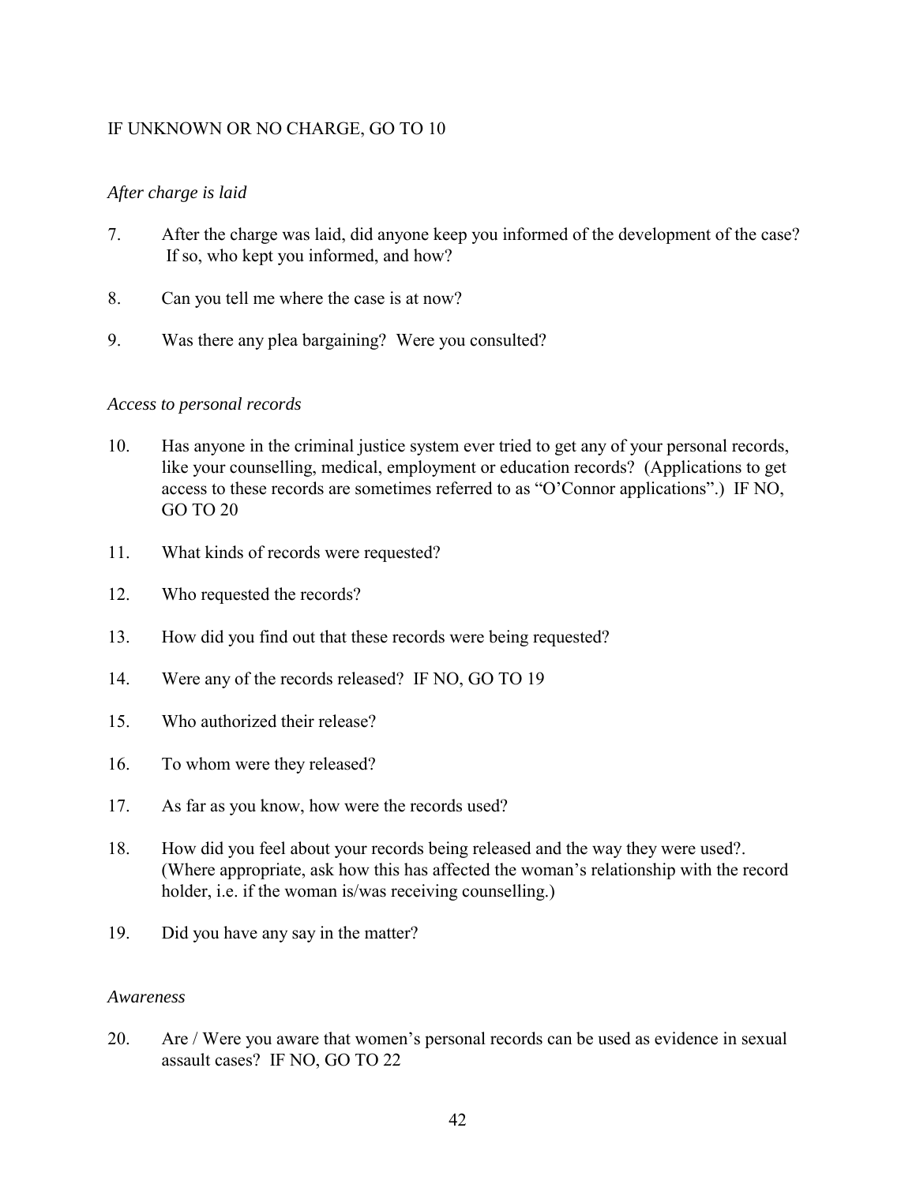IF UNKNOWN OR NO CHARGE, GO TO 10

*After charge is laid*

7. After the charge was laid, did anyone keep you informed of the development of the case? If so, who kept you informed, and how?

8. Can you tell me where the case is at now?

9. Was there any plea bargaining? Were you consulted?

*Access to personal records*

10. Has anyone in the criminal justice system ever tried to get any of your personal records, like your counselling, medical, employment or education records? (Applications to get access to these records are sometimes referred to as "O'Connor applications".) IF NO, GO TO 20

11. What kinds of records were requested?

12. Who requested the records?

13. How did you find out that these records were being requested?

14. Were any of the records released? IF NO, GO TO 19

15. Who authorized their release?

16. To whom were they released?

17. As far as you know, how were the records used?

18. How did you feel about your records being released and the way they were used?. (Where appropriate, ask how this has affected the woman's relationship with the record holder, i.e. if the woman is/was receiving counselling.)

19. Did you have any say in the matter?

*Awareness*

20. Are / Were you aware that women's personal records can be used as evidence in sexual assault cases? IF NO, GO TO 22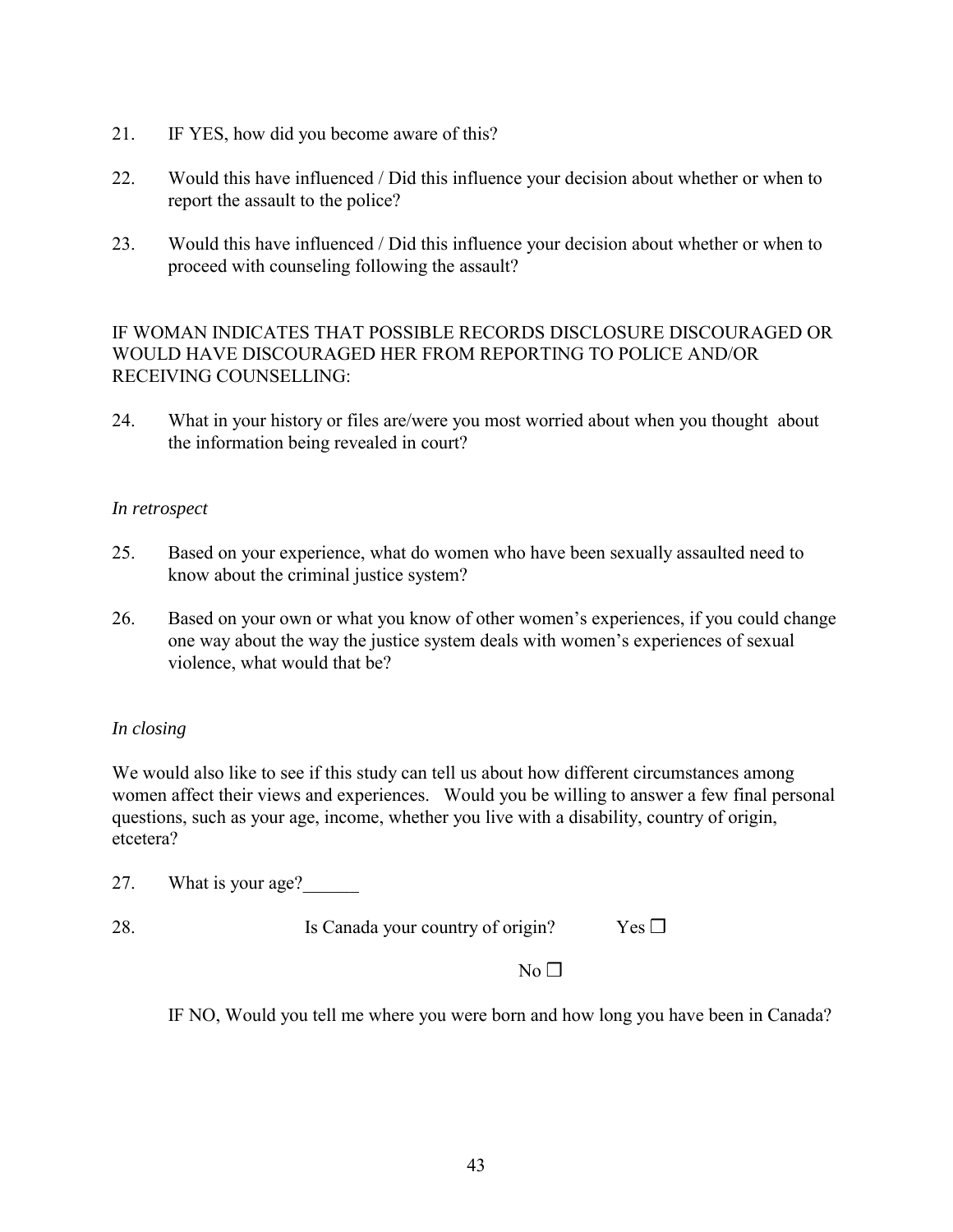21. IF YES, how did you become aware of this?

22. Would this have influenced / Did this influence your decision about whether or when to report the assault to the police?

23. Would this have influenced / Did this influence your decision about whether or when to proceed with counseling following the assault?

IF WOMAN INDICATES THAT POSSIBLE RECORDS DISCLOSURE DISCOURAGED OR WOULD HAVE DISCOURAGED HER FROM REPORTING TO POLICE AND/OR RECEIVING COUNSELLING:

24. What in your history or files are/were you most worried about when you thought about the information being revealed in court?

*In retrospect*

25. Based on your experience, what do women who have been sexually assaulted need to know about the criminal justice system?

26. Based on your own or what you know of other women's experiences, if you could change one way about the way the justice system deals with women's experiences of sexual violence, what would that be?

*In closing*

We would also like to see if this study can tell us about how different circumstances among women affect their views and experiences. Would you be willing to answer a few final personal questions, such as your age, income, whether you live with a disability, country of origin, etcetera?

27. What is your age?______

28. Is Canada your country of origin? Yes ☐

No ☐

IF NO, Would you tell me where you were born and how long you have been in Canada?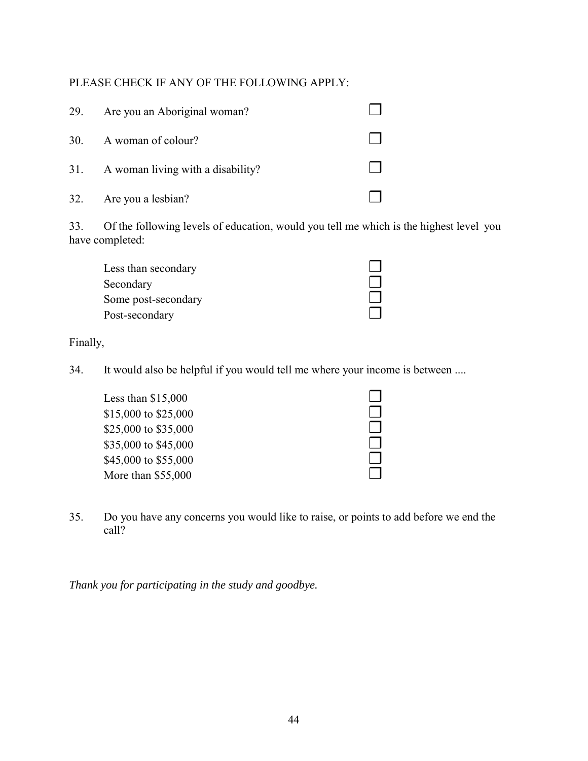PLEASE CHECK IF ANY OF THE FOLLOWING APPLY:

29. Are you an Aboriginal woman? ☐

30. A woman of colour? ☐

31. A woman living with a disability? ☐

32. Are you a lesbian? ☐

33. Of the following levels of education, would you tell me which is the highest level you have completed:

| | |
|---|---|
| Less than secondary | ☐ |
| Secondary | ☐ |
| Some post-secondary | ☐ |
| Post-secondary | ☐ |

Finally,

34. It would also be helpful if you would tell me where your income is between ....

| | |
|---|---|
| Less than $15,000 | ☐ |
| $15,000 to $25,000 | ☐ |
| $25,000 to $35,000 | ☐ |
| $35,000 to $45,000 | ☐ |
| $45,000 to $55,000 | ☐ |
| More than $55,000 | ☐ |

35. Do you have any concerns you would like to raise, or points to add before we end the call?

*Thank you for participating in the study and goodbye.*